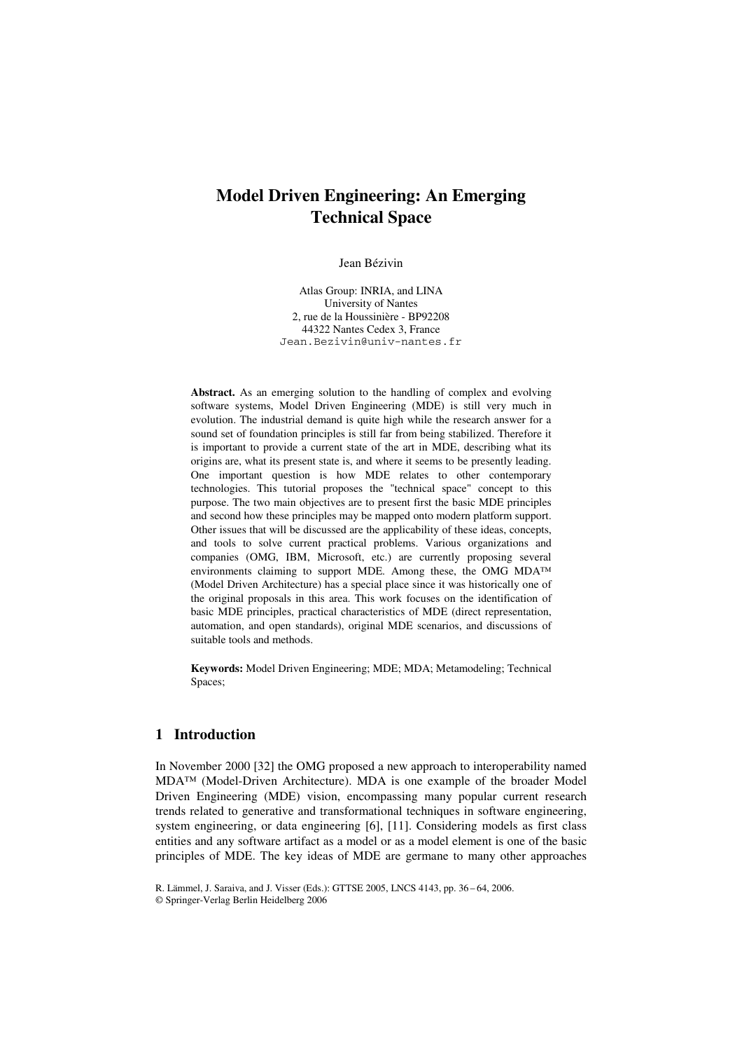# Model Driven Engineering: An Emerging Technical Space

Jean Bézivin

Atlas Group: INRIA, and LINA
University of Nantes
2, rue de la Houssinière - BP92208
44322 Nantes Cedex 3, France
Jean.Bezivin@univ-nantes.fr

**Abstract.** As an emerging solution to the handling of complex and evolving software systems, Model Driven Engineering (MDE) is still very much in evolution. The industrial demand is quite high while the research answer for a sound set of foundation principles is still far from being stabilized. Therefore it is important to provide a current state of the art in MDE, describing what its origins are, what its present state is, and where it seems to be presently leading. One important question is how MDE relates to other contemporary technologies. This tutorial proposes the "technical space" concept to this purpose. The two main objectives are to present first the basic MDE principles and second how these principles may be mapped onto modern platform support. Other issues that will be discussed are the applicability of these ideas, concepts, and tools to solve current practical problems. Various organizations and companies (OMG, IBM, Microsoft, etc.) are currently proposing several environments claiming to support MDE. Among these, the OMG MDA™ (Model Driven Architecture) has a special place since it was historically one of the original proposals in this area. This work focuses on the identification of basic MDE principles, practical characteristics of MDE (direct representation, automation, and open standards), original MDE scenarios, and discussions of suitable tools and methods.

**Keywords:** Model Driven Engineering; MDE; MDA; Metamodeling; Technical Spaces;

## 1 Introduction

In November 2000 [32] the OMG proposed a new approach to interoperability named MDA™ (Model-Driven Architecture). MDA is one example of the broader Model Driven Engineering (MDE) vision, encompassing many popular current research trends related to generative and transformational techniques in software engineering, system engineering, or data engineering [6], [11]. Considering models as first class entities and any software artifact as a model or as a model element is one of the basic principles of MDE. The key ideas of MDE are germane to many other approaches

R. Lämmel, J. Saraiva, and J. Visser (Eds.): GTTSE 2005, LNCS 4143, pp. 36 – 64, 2006.
© Springer-Verlag Berlin Heidelberg 2006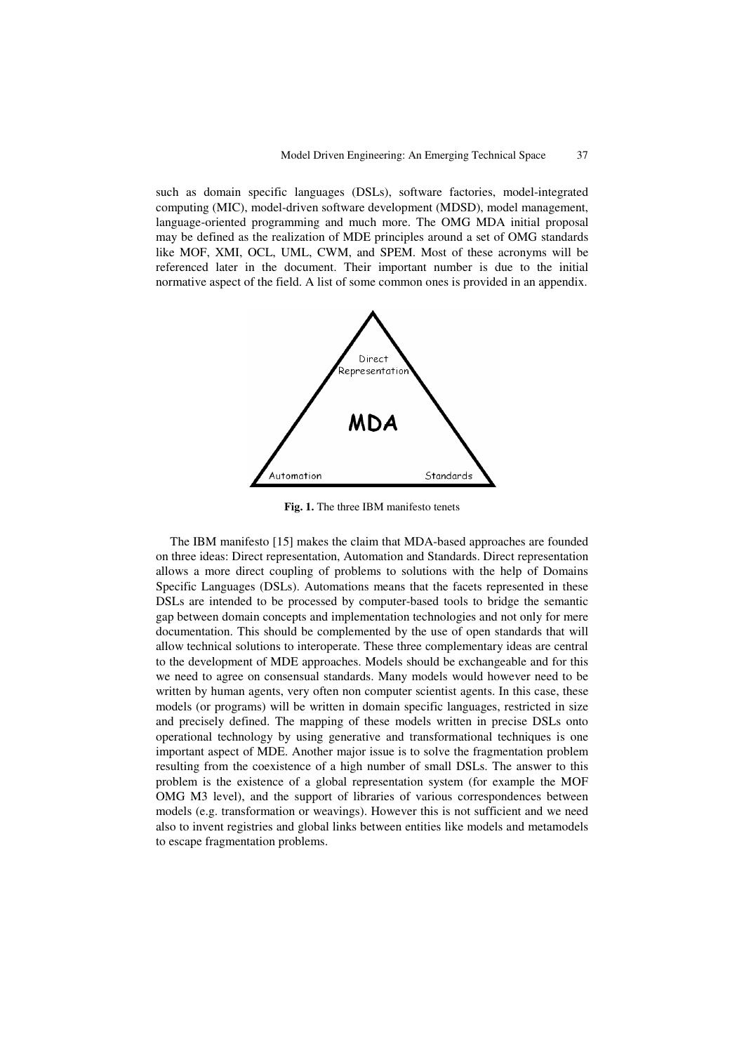such as domain specific languages (DSLs), software factories, model-integrated computing (MIC), model-driven software development (MDSD), model management, language-oriented programming and much more. The OMG MDA initial proposal may be defined as the realization of MDE principles around a set of OMG standards like MOF, XMI, OCL, UML, CWM, and SPEM. Most of these acronyms will be referenced later in the document. Their important number is due to the initial normative aspect of the field. A list of some common ones is provided in an appendix.

**Fig. 1.** The three IBM manifesto tenets

The IBM manifesto [15] makes the claim that MDA-based approaches are founded on three ideas: Direct representation, Automation and Standards. Direct representation allows a more direct coupling of problems to solutions with the help of Domains Specific Languages (DSLs). Automations means that the facets represented in these DSLs are intended to be processed by computer-based tools to bridge the semantic gap between domain concepts and implementation technologies and not only for mere documentation. This should be complemented by the use of open standards that will allow technical solutions to interoperate. These three complementary ideas are central to the development of MDE approaches. Models should be exchangeable and for this we need to agree on consensual standards. Many models would however need to be written by human agents, very often non computer scientist agents. In this case, these models (or programs) will be written in domain specific languages, restricted in size and precisely defined. The mapping of these models written in precise DSLs onto operational technology by using generative and transformational techniques is one important aspect of MDE. Another major issue is to solve the fragmentation problem resulting from the coexistence of a high number of small DSLs. The answer to this problem is the existence of a global representation system (for example the MOF OMG M3 level), and the support of libraries of various correspondences between models (e.g. transformation or weavings). However this is not sufficient and we need also to invent registries and global links between entities like models and metamodels to escape fragmentation problems.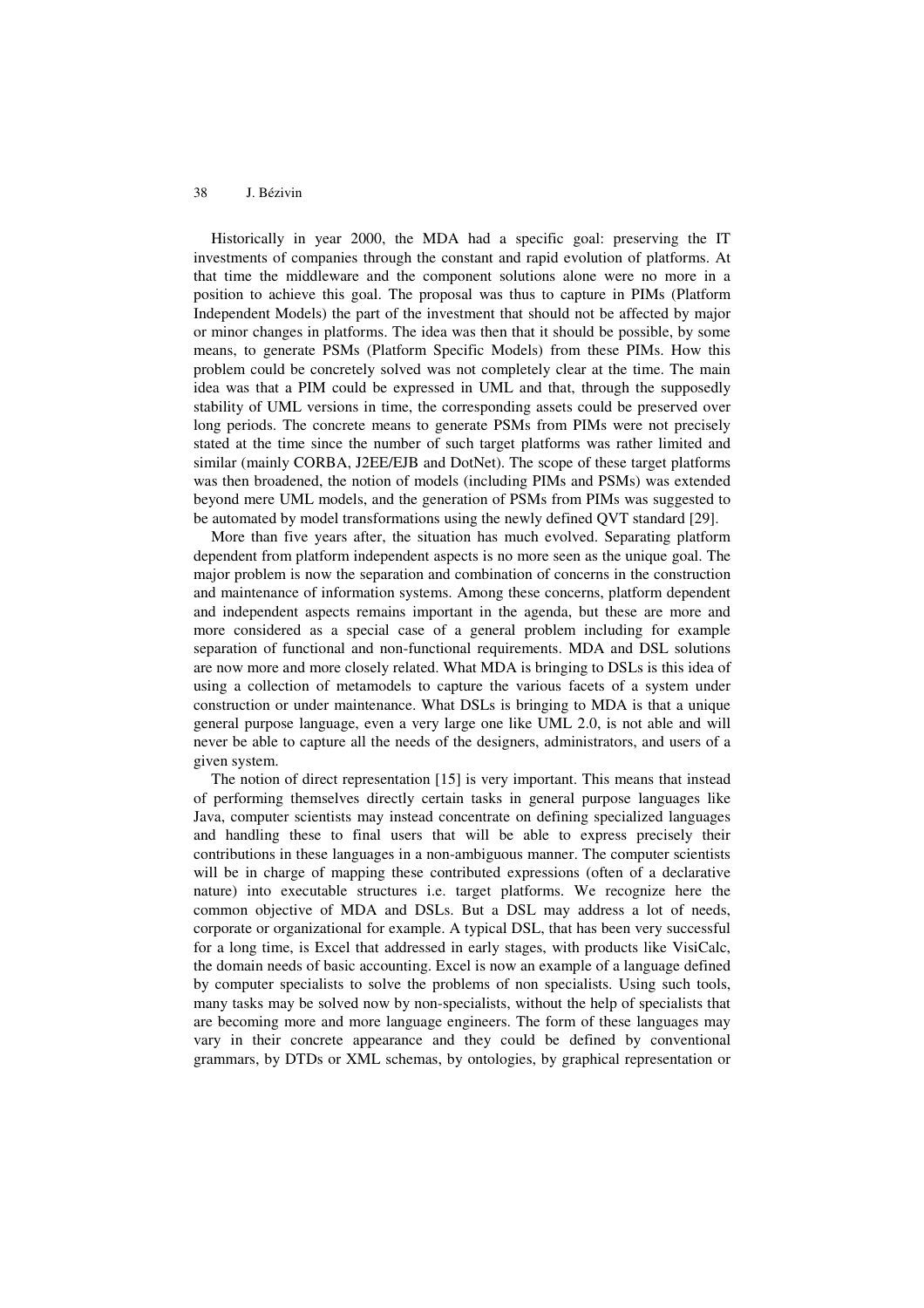Historically in year 2000, the MDA had a specific goal: preserving the IT investments of companies through the constant and rapid evolution of platforms. At that time the middleware and the component solutions alone were no more in a position to achieve this goal. The proposal was thus to capture in PIMs (Platform Independent Models) the part of the investment that should not be affected by major or minor changes in platforms. The idea was then that it should be possible, by some means, to generate PSMs (Platform Specific Models) from these PIMs. How this problem could be concretely solved was not completely clear at the time. The main idea was that a PIM could be expressed in UML and that, through the supposedly stability of UML versions in time, the corresponding assets could be preserved over long periods. The concrete means to generate PSMs from PIMs were not precisely stated at the time since the number of such target platforms was rather limited and similar (mainly CORBA, J2EE/EJB and DotNet). The scope of these target platforms was then broadened, the notion of models (including PIMs and PSMs) was extended beyond mere UML models, and the generation of PSMs from PIMs was suggested to be automated by model transformations using the newly defined QVT standard [29].

More than five years after, the situation has much evolved. Separating platform dependent from platform independent aspects is no more seen as the unique goal. The major problem is now the separation and combination of concerns in the construction and maintenance of information systems. Among these concerns, platform dependent and independent aspects remains important in the agenda, but these are more and more considered as a special case of a general problem including for example separation of functional and non-functional requirements. MDA and DSL solutions are now more and more closely related. What MDA is bringing to DSLs is this idea of using a collection of metamodels to capture the various facets of a system under construction or under maintenance. What DSLs is bringing to MDA is that a unique general purpose language, even a very large one like UML 2.0, is not able and will never be able to capture all the needs of the designers, administrators, and users of a given system.

The notion of direct representation [15] is very important. This means that instead of performing themselves directly certain tasks in general purpose languages like Java, computer scientists may instead concentrate on defining specialized languages and handling these to final users that will be able to express precisely their contributions in these languages in a non-ambiguous manner. The computer scientists will be in charge of mapping these contributed expressions (often of a declarative nature) into executable structures i.e. target platforms. We recognize here the common objective of MDA and DSLs. But a DSL may address a lot of needs, corporate or organizational for example. A typical DSL, that has been very successful for a long time, is Excel that addressed in early stages, with products like VisiCalc, the domain needs of basic accounting. Excel is now an example of a language defined by computer specialists to solve the problems of non specialists. Using such tools, many tasks may be solved now by non-specialists, without the help of specialists that are becoming more and more language engineers. The form of these languages may vary in their concrete appearance and they could be defined by conventional grammars, by DTDs or XML schemas, by ontologies, by graphical representation or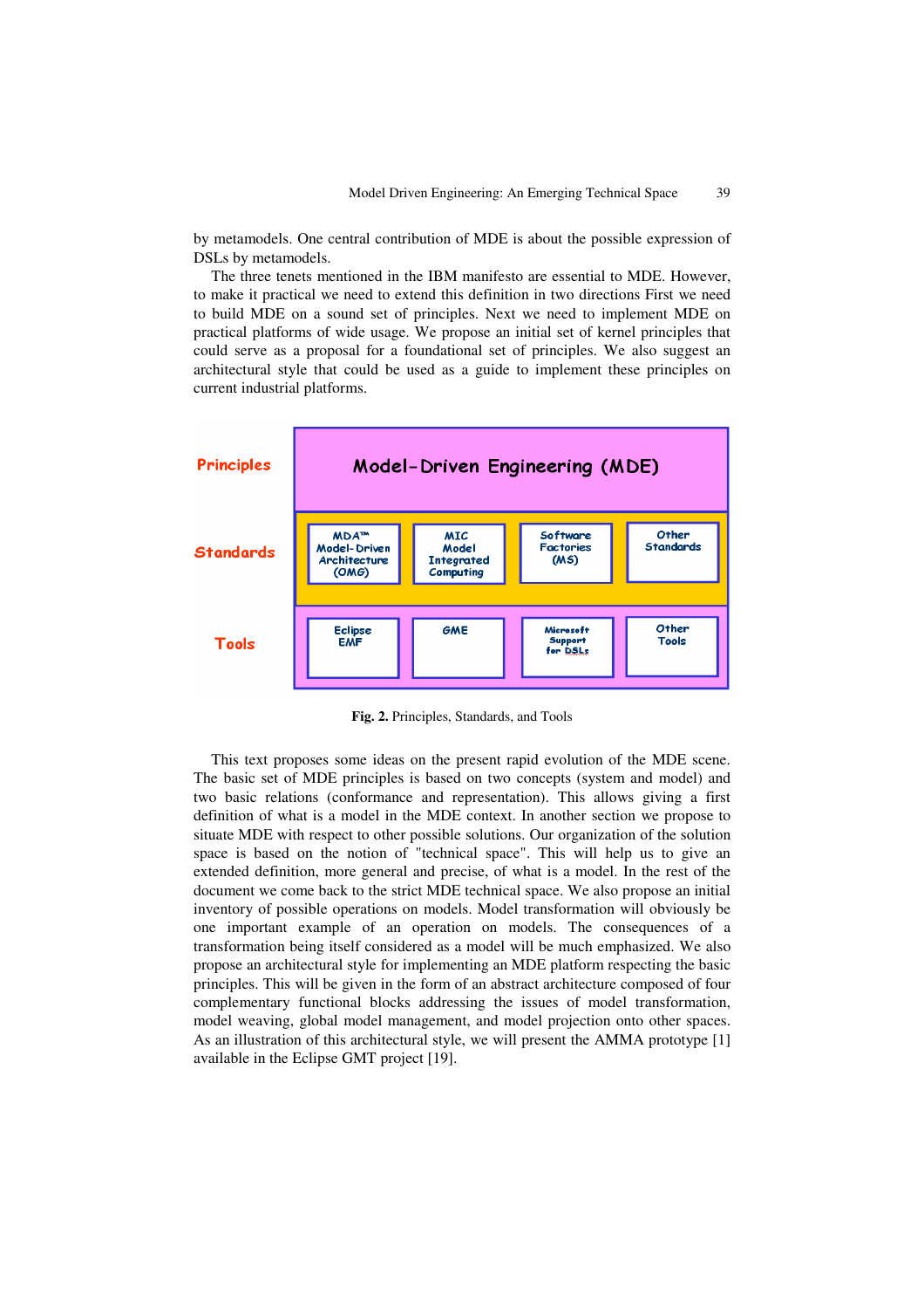by metamodels. One central contribution of MDE is about the possible expression of DSLs by metamodels.

The three tenets mentioned in the IBM manifesto are essential to MDE. However, to make it practical we need to extend this definition in two directions First we need to build MDE on a sound set of principles. Next we need to implement MDE on practical platforms of wide usage. We propose an initial set of kernel principles that could serve as a proposal for a foundational set of principles. We also suggest an architectural style that could be used as a guide to implement these principles on current industrial platforms.

| | | | | |
|---|---|---|---|---|
| **Principles** | Model-Driven Engineering (MDE) | | | |
| **Standards** | MDA™ Model-Driven Architecture (OMG) | MIC Model Integrated Computing | Software Factories (MS) | Other Standards |
| **Tools** | Eclipse EMF | GME | Microsoft Support for DSLs | Other Tools |

**Fig. 2.** Principles, Standards, and Tools

This text proposes some ideas on the present rapid evolution of the MDE scene. The basic set of MDE principles is based on two concepts (system and model) and two basic relations (conformance and representation). This allows giving a first definition of what is a model in the MDE context. In another section we propose to situate MDE with respect to other possible solutions. Our organization of the solution space is based on the notion of "technical space". This will help us to give an extended definition, more general and precise, of what is a model. In the rest of the document we come back to the strict MDE technical space. We also propose an initial inventory of possible operations on models. Model transformation will obviously be one important example of an operation on models. The consequences of a transformation being itself considered as a model will be much emphasized. We also propose an architectural style for implementing an MDE platform respecting the basic principles. This will be given in the form of an abstract architecture composed of four complementary functional blocks addressing the issues of model transformation, model weaving, global model management, and model projection onto other spaces. As an illustration of this architectural style, we will present the AMMA prototype [1] available in the Eclipse GMT project [19].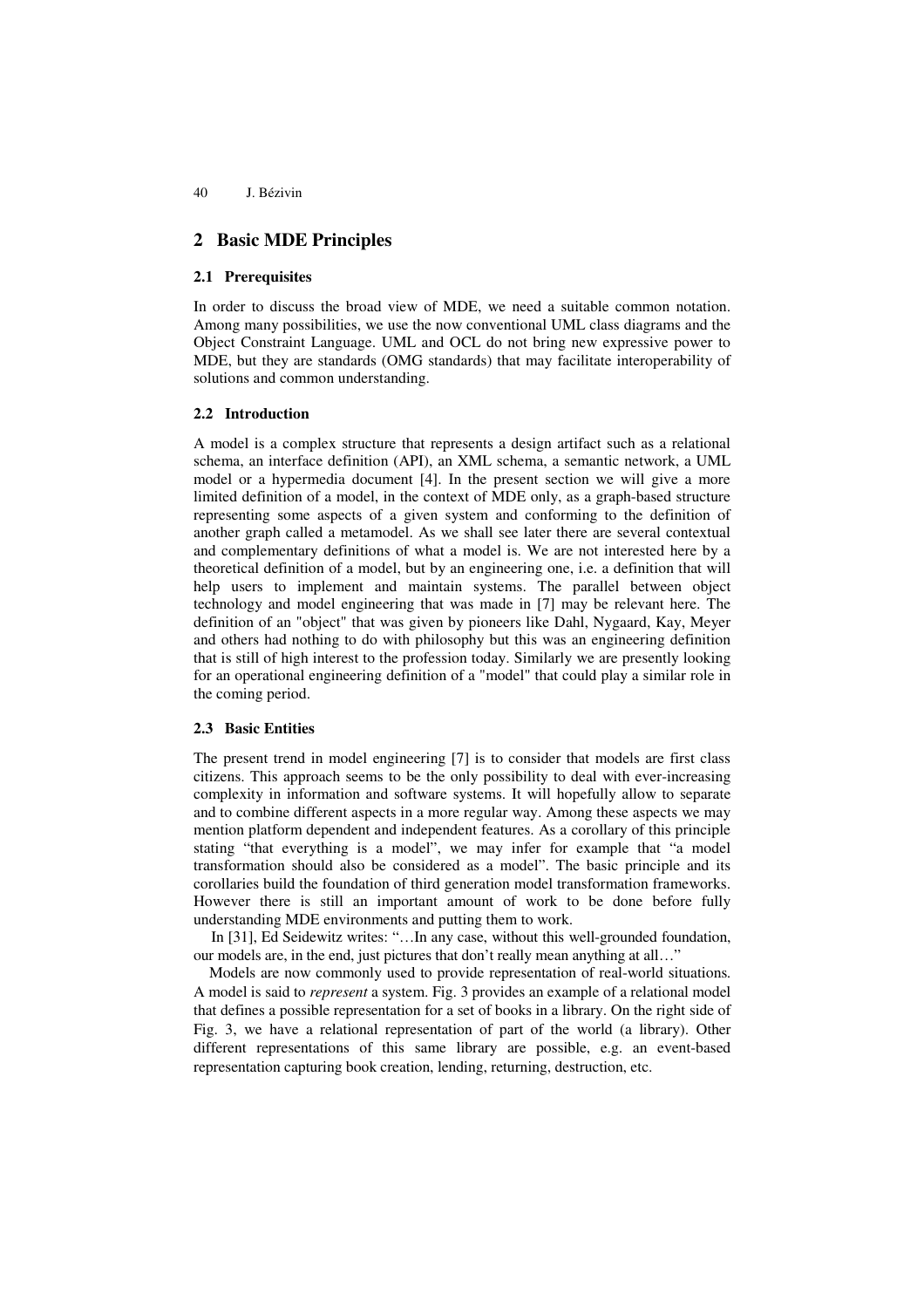## 2 Basic MDE Principles

### 2.1 Prerequisites

In order to discuss the broad view of MDE, we need a suitable common notation. Among many possibilities, we use the now conventional UML class diagrams and the Object Constraint Language. UML and OCL do not bring new expressive power to MDE, but they are standards (OMG standards) that may facilitate interoperability of solutions and common understanding.

### 2.2 Introduction

A model is a complex structure that represents a design artifact such as a relational schema, an interface definition (API), an XML schema, a semantic network, a UML model or a hypermedia document [4]. In the present section we will give a more limited definition of a model, in the context of MDE only, as a graph-based structure representing some aspects of a given system and conforming to the definition of another graph called a metamodel. As we shall see later there are several contextual and complementary definitions of what a model is. We are not interested here by a theoretical definition of a model, but by an engineering one, i.e. a definition that will help users to implement and maintain systems. The parallel between object technology and model engineering that was made in [7] may be relevant here. The definition of an "object" that was given by pioneers like Dahl, Nygaard, Kay, Meyer and others had nothing to do with philosophy but this was an engineering definition that is still of high interest to the profession today. Similarly we are presently looking for an operational engineering definition of a "model" that could play a similar role in the coming period.

### 2.3 Basic Entities

The present trend in model engineering [7] is to consider that models are first class citizens. This approach seems to be the only possibility to deal with ever-increasing complexity in information and software systems. It will hopefully allow to separate and to combine different aspects in a more regular way. Among these aspects we may mention platform dependent and independent features. As a corollary of this principle stating "that everything is a model", we may infer for example that "a model transformation should also be considered as a model". The basic principle and its corollaries build the foundation of third generation model transformation frameworks. However there is still an important amount of work to be done before fully understanding MDE environments and putting them to work.

In [31], Ed Seidewitz writes: "…In any case, without this well-grounded foundation, our models are, in the end, just pictures that don't really mean anything at all…"

Models are now commonly used to provide representation of real-world situations. A model is said to *represent* a system. Fig. 3 provides an example of a relational model that defines a possible representation for a set of books in a library. On the right side of Fig. 3, we have a relational representation of part of the world (a library). Other different representations of this same library are possible, e.g. an event-based representation capturing book creation, lending, returning, destruction, etc.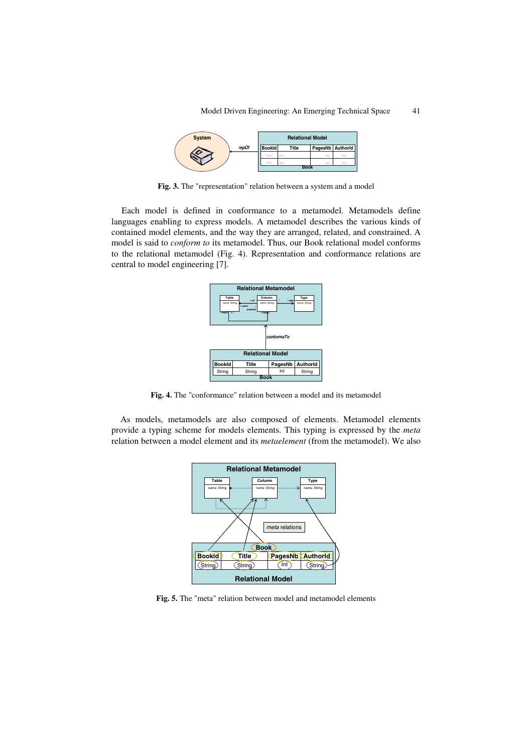**Fig. 3.** The "representation" relation between a system and a model

Each model is defined in conformance to a metamodel. Metamodels define languages enabling to express models. A metamodel describes the various kinds of contained model elements, and the way they are arranged, related, and constrained. A model is said to *conform to* its metamodel. Thus, our Book relational model conforms to the relational metamodel (Fig. 4). Representation and conformance relations are central to model engineering [7].

**Fig. 4.** The "conformance" relation between a model and its metamodel

As models, metamodels are also composed of elements. Metamodel elements provide a typing scheme for models elements. This typing is expressed by the *meta* relation between a model element and its *metaelement* (from the metamodel). We also

**Fig. 5.** The "meta" relation between model and metamodel elements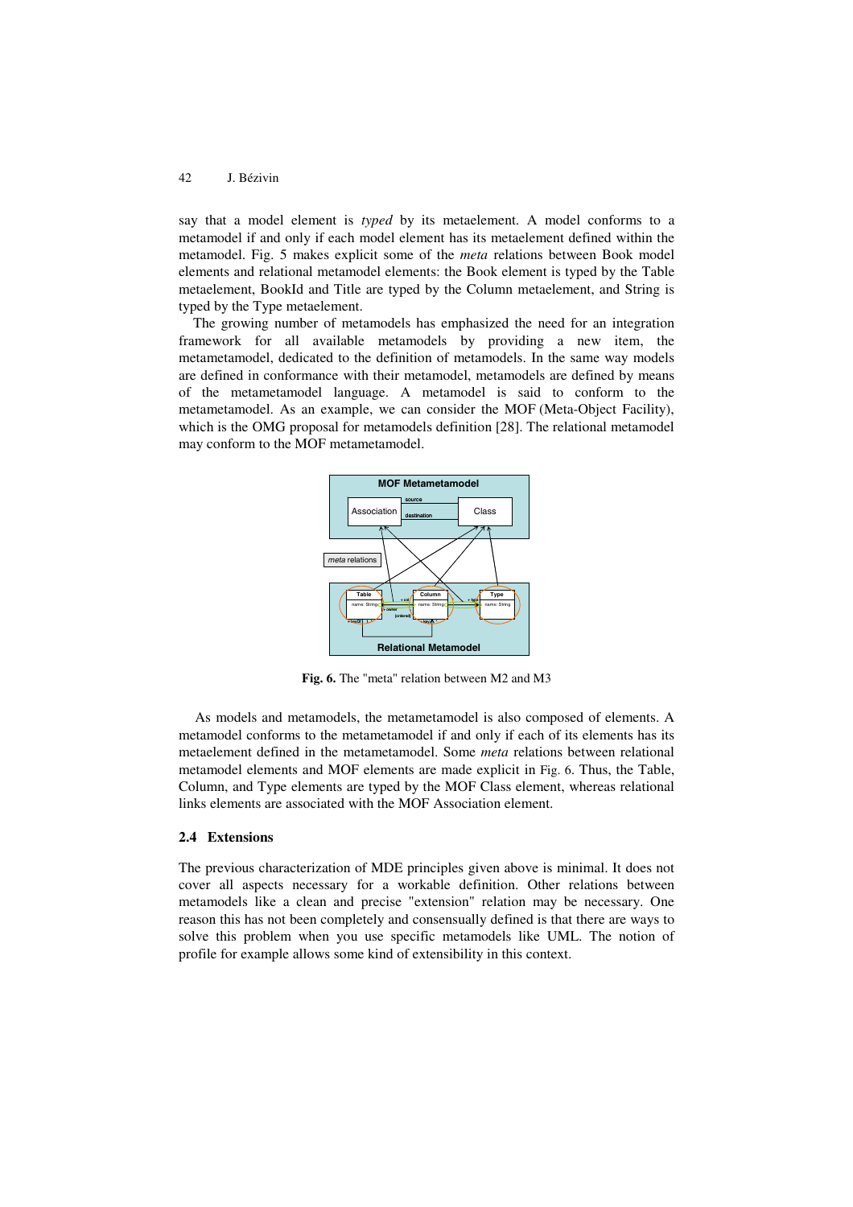say that a model element is *typed* by its metaelement. A model conforms to a metamodel if and only if each model element has its metaelement defined within the metamodel. Fig. 5 makes explicit some of the *meta* relations between Book model elements and relational metamodel elements: the Book element is typed by the Table metaelement, BookId and Title are typed by the Column metaelement, and String is typed by the Type metaelement.

The growing number of metamodels has emphasized the need for an integration framework for all available metamodels by providing a new item, the metametamodel, dedicated to the definition of metamodels. In the same way models are defined in conformance with their metamodel, metamodels are defined by means of the metametamodel language. A metamodel is said to conform to the metametamodel. As an example, we can consider the MOF (Meta-Object Facility), which is the OMG proposal for metamodels definition [28]. The relational metamodel may conform to the MOF metametamodel.

**Fig. 6.** The "meta" relation between M2 and M3

As models and metamodels, the metametamodel is also composed of elements. A metamodel conforms to the metametamodel if and only if each of its elements has its metaelement defined in the metametamodel. Some *meta* relations between relational metamodel elements and MOF elements are made explicit in Fig. 6. Thus, the Table, Column, and Type elements are typed by the MOF Class element, whereas relational links elements are associated with the MOF Association element.

### 2.4 Extensions

The previous characterization of MDE principles given above is minimal. It does not cover all aspects necessary for a workable definition. Other relations between metamodels like a clean and precise "extension" relation may be necessary. One reason this has not been completely and consensually defined is that there are ways to solve this problem when you use specific metamodels like UML. The notion of profile for example allows some kind of extensibility in this context.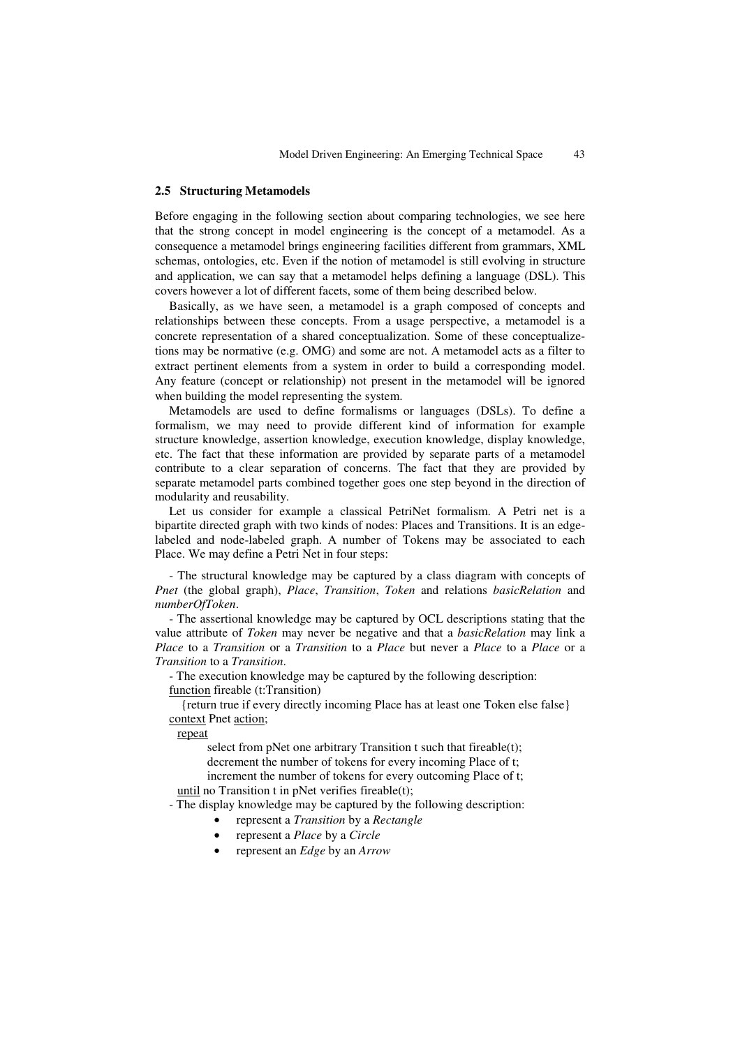### 2.5 Structuring Metamodels

Before engaging in the following section about comparing technologies, we see here that the strong concept in model engineering is the concept of a metamodel. As a consequence a metamodel brings engineering facilities different from grammars, XML schemas, ontologies, etc. Even if the notion of metamodel is still evolving in structure and application, we can say that a metamodel helps defining a language (DSL). This covers however a lot of different facets, some of them being described below.

Basically, as we have seen, a metamodel is a graph composed of concepts and relationships between these concepts. From a usage perspective, a metamodel is a concrete representation of a shared conceptualization. Some of these conceptualizetions may be normative (e.g. OMG) and some are not. A metamodel acts as a filter to extract pertinent elements from a system in order to build a corresponding model. Any feature (concept or relationship) not present in the metamodel will be ignored when building the model representing the system.

Metamodels are used to define formalisms or languages (DSLs). To define a formalism, we may need to provide different kind of information for example structure knowledge, assertion knowledge, execution knowledge, display knowledge, etc. The fact that these information are provided by separate parts of a metamodel contribute to a clear separation of concerns. The fact that they are provided by separate metamodel parts combined together goes one step beyond in the direction of modularity and reusability.

Let us consider for example a classical PetriNet formalism. A Petri net is a bipartite directed graph with two kinds of nodes: Places and Transitions. It is an edge-labeled and node-labeled graph. A number of Tokens may be associated to each Place. We may define a Petri Net in four steps:

- The structural knowledge may be captured by a class diagram with concepts of *Pnet* (the global graph), *Place*, *Transition*, *Token* and relations *basicRelation* and *numberOfToken*.

- The assertional knowledge may be captured by OCL descriptions stating that the value attribute of *Token* may never be negative and that a *basicRelation* may link a *Place* to a *Transition* or a *Transition* to a *Place* but never a *Place* to a *Place* or a *Transition* to a *Transition*.

- The execution knowledge may be captured by the following description:

```
function fireable (t:Transition)
   {return true if every directly incoming Place has at least one Token else false}
context Pnet action;
  repeat
        select from pNet one arbitrary Transition t such that fireable(t);
        decrement the number of tokens for every incoming Place of t;
        increment the number of tokens for every outcoming Place of t;
  until no Transition t in pNet verifies fireable(t);
```

- The display knowledge may be captured by the following description:

  - represent a *Transition* by a *Rectangle*
  - represent a *Place* by a *Circle*
  - represent an *Edge* by an *Arrow*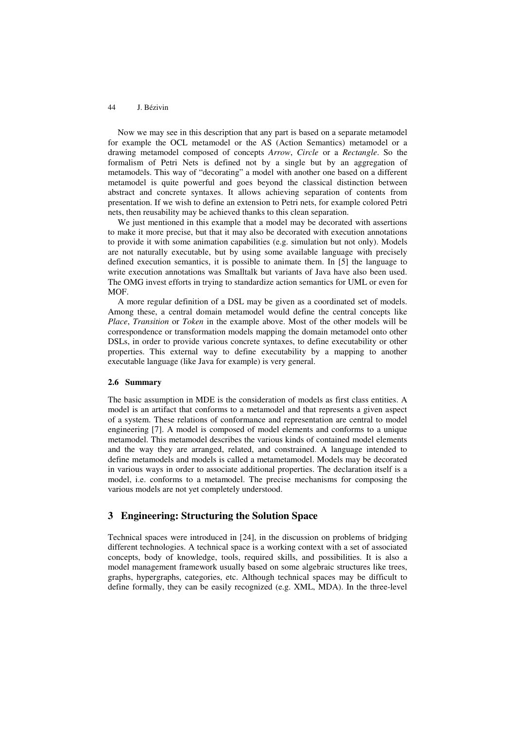Now we may see in this description that any part is based on a separate metamodel for example the OCL metamodel or the AS (Action Semantics) metamodel or a drawing metamodel composed of concepts *Arrow*, *Circle* or a *Rectangle*. So the formalism of Petri Nets is defined not by a single but by an aggregation of metamodels. This way of "decorating" a model with another one based on a different metamodel is quite powerful and goes beyond the classical distinction between abstract and concrete syntaxes. It allows achieving separation of contents from presentation. If we wish to define an extension to Petri nets, for example colored Petri nets, then reusability may be achieved thanks to this clean separation.

We just mentioned in this example that a model may be decorated with assertions to make it more precise, but that it may also be decorated with execution annotations to provide it with some animation capabilities (e.g. simulation but not only). Models are not naturally executable, but by using some available language with precisely defined execution semantics, it is possible to animate them. In [5] the language to write execution annotations was Smalltalk but variants of Java have also been used. The OMG invest efforts in trying to standardize action semantics for UML or even for MOF.

A more regular definition of a DSL may be given as a coordinated set of models. Among these, a central domain metamodel would define the central concepts like *Place*, *Transition* or *Token* in the example above. Most of the other models will be correspondence or transformation models mapping the domain metamodel onto other DSLs, in order to provide various concrete syntaxes, to define executability or other properties. This external way to define executability by a mapping to another executable language (like Java for example) is very general.

### 2.6 Summary

The basic assumption in MDE is the consideration of models as first class entities. A model is an artifact that conforms to a metamodel and that represents a given aspect of a system. These relations of conformance and representation are central to model engineering [7]. A model is composed of model elements and conforms to a unique metamodel. This metamodel describes the various kinds of contained model elements and the way they are arranged, related, and constrained. A language intended to define metamodels and models is called a metametamodel. Models may be decorated in various ways in order to associate additional properties. The declaration itself is a model, i.e. conforms to a metamodel. The precise mechanisms for composing the various models are not yet completely understood.

## 3 Engineering: Structuring the Solution Space

Technical spaces were introduced in [24], in the discussion on problems of bridging different technologies. A technical space is a working context with a set of associated concepts, body of knowledge, tools, required skills, and possibilities. It is also a model management framework usually based on some algebraic structures like trees, graphs, hypergraphs, categories, etc. Although technical spaces may be difficult to define formally, they can be easily recognized (e.g. XML, MDA). In the three-level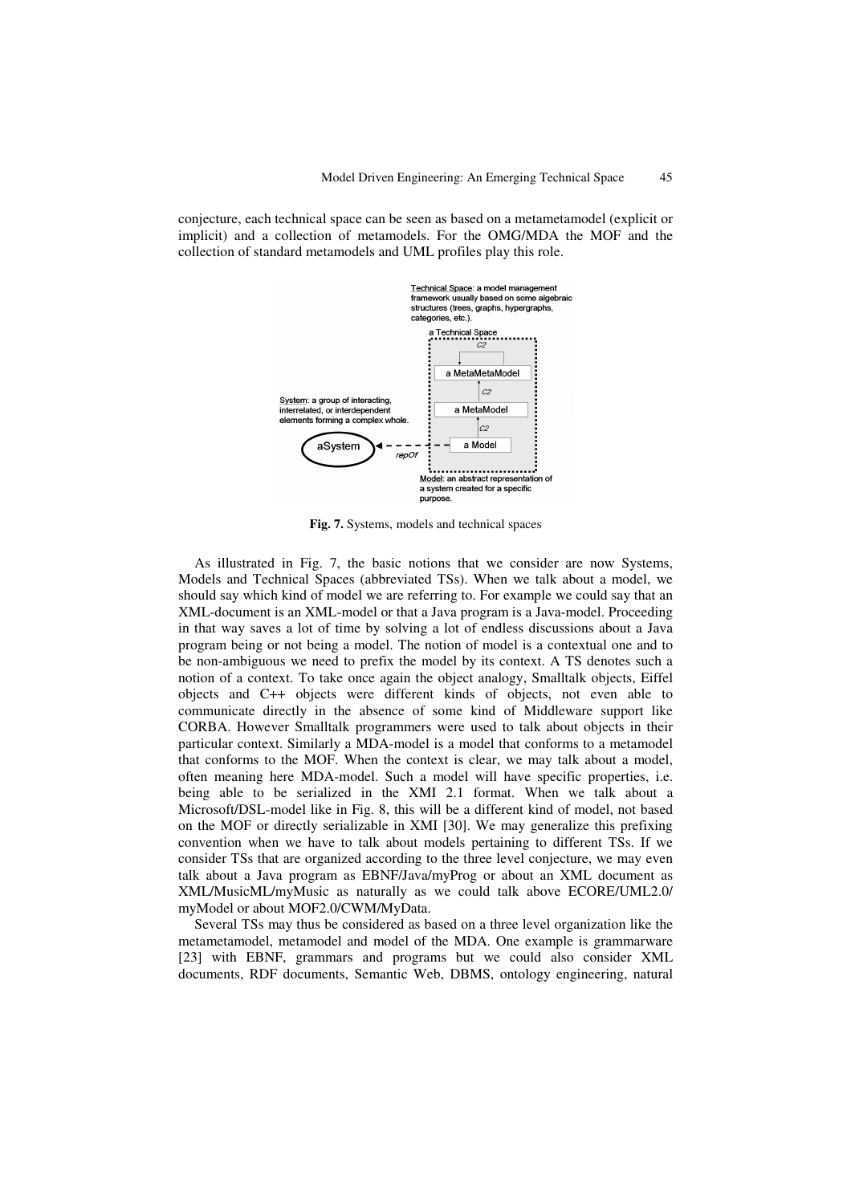conjecture, each technical space can be seen as based on a metametamodel (explicit or implicit) and a collection of metamodels. For the OMG/MDA the MOF and the collection of standard metamodels and UML profiles play this role.

**Fig. 7.** Systems, models and technical spaces

As illustrated in Fig. 7, the basic notions that we consider are now Systems, Models and Technical Spaces (abbreviated TSs). When we talk about a model, we should say which kind of model we are referring to. For example we could say that an XML-document is an XML-model or that a Java program is a Java-model. Proceeding in that way saves a lot of time by solving a lot of endless discussions about a Java program being or not being a model. The notion of model is a contextual one and to be non-ambiguous we need to prefix the model by its context. A TS denotes such a notion of a context. To take once again the object analogy, Smalltalk objects, Eiffel objects and C++ objects were different kinds of objects, not even able to communicate directly in the absence of some kind of Middleware support like CORBA. However Smalltalk programmers were used to talk about objects in their particular context. Similarly a MDA-model is a model that conforms to a metamodel that conforms to the MOF. When the context is clear, we may talk about a model, often meaning here MDA-model. Such a model will have specific properties, i.e. being able to be serialized in the XMI 2.1 format. When we talk about a Microsoft/DSL-model like in Fig. 8, this will be a different kind of model, not based on the MOF or directly serializable in XMI [30]. We may generalize this prefixing convention when we have to talk about models pertaining to different TSs. If we consider TSs that are organized according to the three level conjecture, we may even talk about a Java program as EBNF/Java/myProg or about an XML document as XML/MusicML/myMusic as naturally as we could talk above ECORE/UML2.0/myModel or about MOF2.0/CWM/MyData.

Several TSs may thus be considered as based on a three level organization like the metametamodel, metamodel and model of the MDA. One example is grammarware [23] with EBNF, grammars and programs but we could also consider XML documents, RDF documents, Semantic Web, DBMS, ontology engineering, natural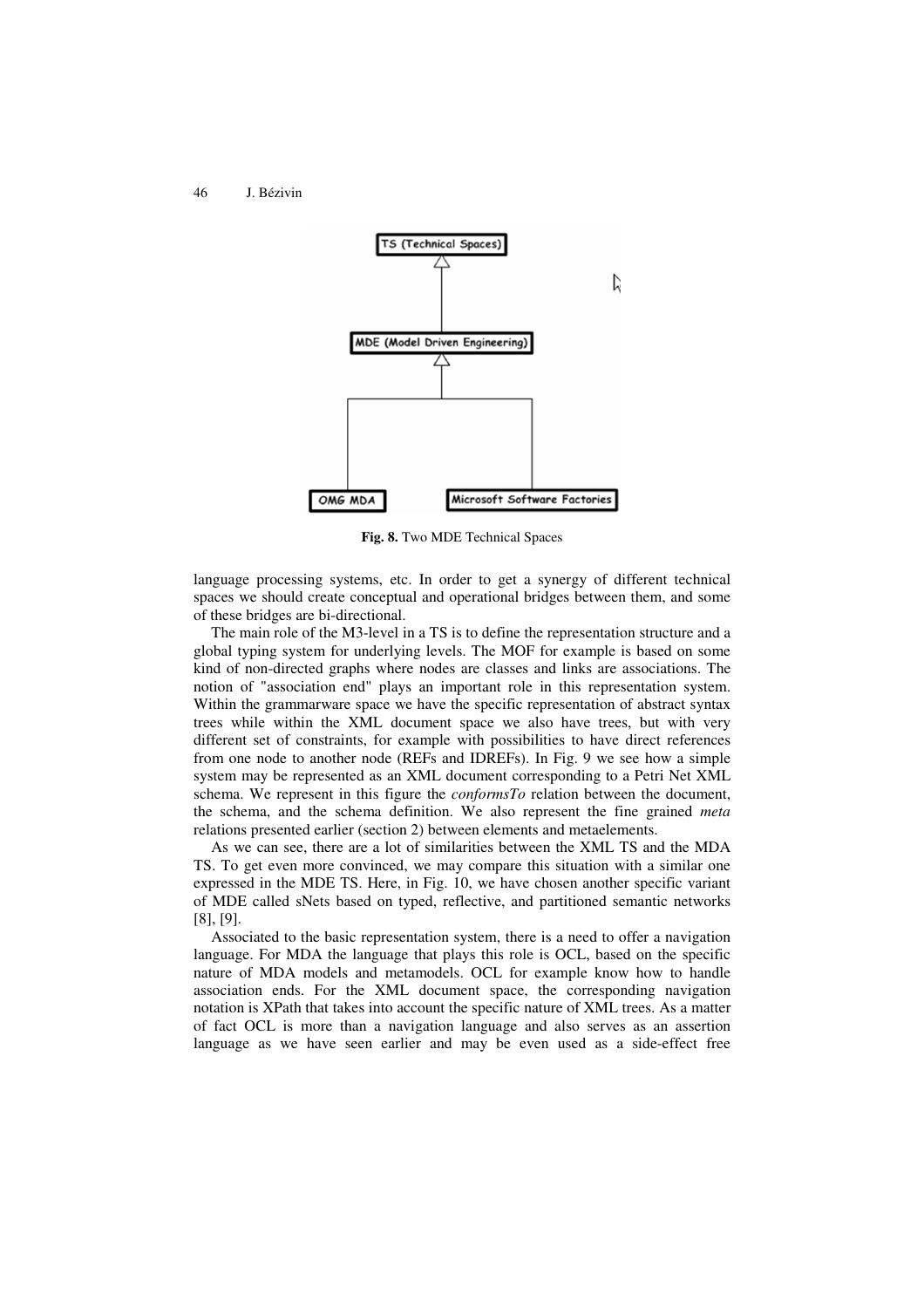TS (Technical Spaces)

MDE (Model Driven Engineering)

OMG MDA

Microsoft Software Factories

**Fig. 8.** Two MDE Technical Spaces

language processing systems, etc. In order to get a synergy of different technical spaces we should create conceptual and operational bridges between them, and some of these bridges are bi-directional.

The main role of the M3-level in a TS is to define the representation structure and a global typing system for underlying levels. The MOF for example is based on some kind of non-directed graphs where nodes are classes and links are associations. The notion of "association end" plays an important role in this representation system. Within the grammarware space we have the specific representation of abstract syntax trees while within the XML document space we also have trees, but with very different set of constraints, for example with possibilities to have direct references from one node to another node (REFs and IDREFs). In Fig. 9 we see how a simple system may be represented as an XML document corresponding to a Petri Net XML schema. We represent in this figure the *conformsTo* relation between the document, the schema, and the schema definition. We also represent the fine grained *meta* relations presented earlier (section 2) between elements and metaelements.

As we can see, there are a lot of similarities between the XML TS and the MDA TS. To get even more convinced, we may compare this situation with a similar one expressed in the MDE TS. Here, in Fig. 10, we have chosen another specific variant of MDE called sNets based on typed, reflective, and partitioned semantic networks [8], [9].

Associated to the basic representation system, there is a need to offer a navigation language. For MDA the language that plays this role is OCL, based on the specific nature of MDA models and metamodels. OCL for example know how to handle association ends. For the XML document space, the corresponding navigation notation is XPath that takes into account the specific nature of XML trees. As a matter of fact OCL is more than a navigation language and also serves as an assertion language as we have seen earlier and may be even used as a side-effect free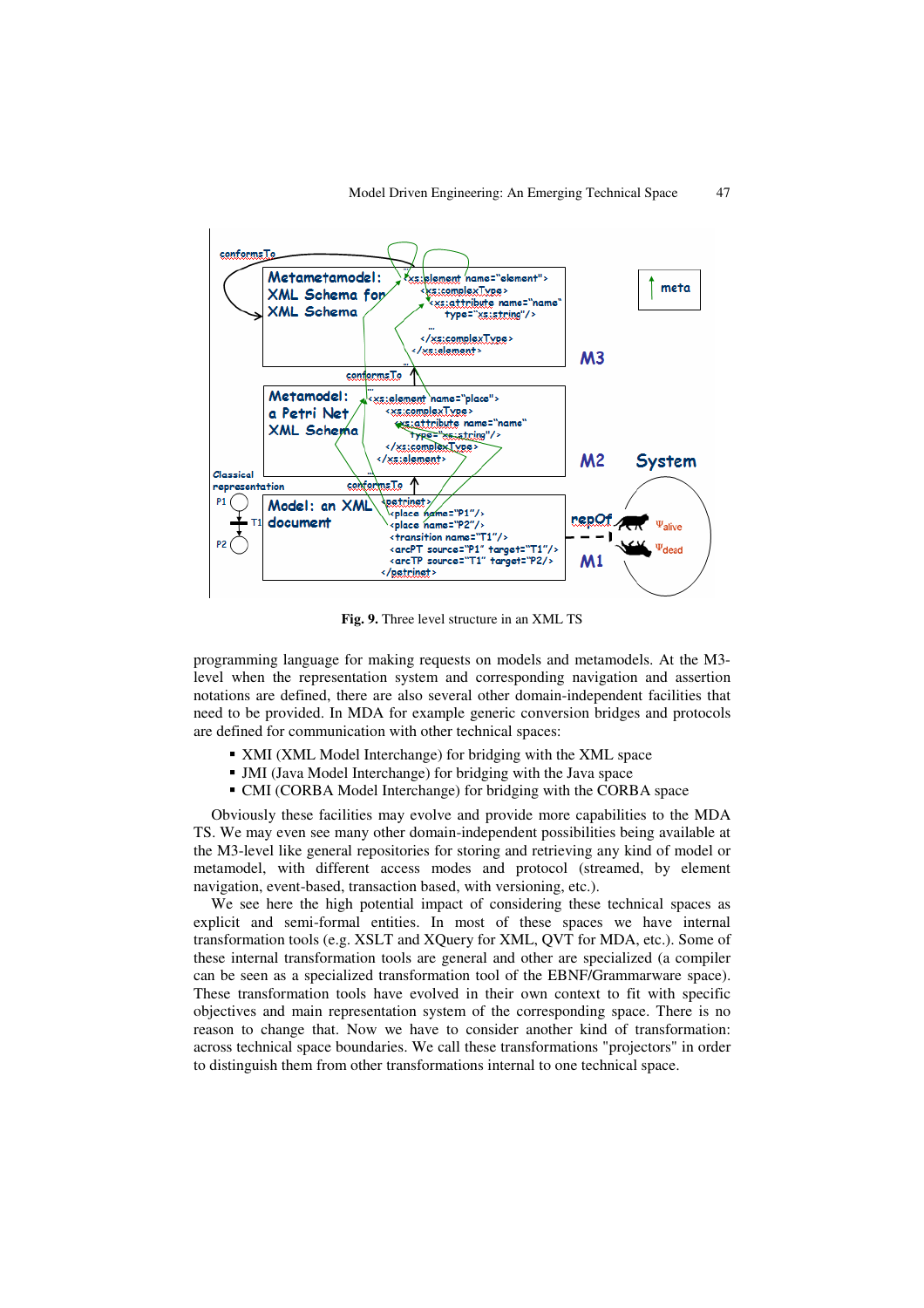**Fig. 9.** Three level structure in an XML TS

programming language for making requests on models and metamodels. At the M3-level when the representation system and corresponding navigation and assertion notations are defined, there are also several other domain-independent facilities that need to be provided. In MDA for example generic conversion bridges and protocols are defined for communication with other technical spaces:

- XMI (XML Model Interchange) for bridging with the XML space
- JMI (Java Model Interchange) for bridging with the Java space
- CMI (CORBA Model Interchange) for bridging with the CORBA space

Obviously these facilities may evolve and provide more capabilities to the MDA TS. We may even see many other domain-independent possibilities being available at the M3-level like general repositories for storing and retrieving any kind of model or metamodel, with different access modes and protocol (streamed, by element navigation, event-based, transaction based, with versioning, etc.).

We see here the high potential impact of considering these technical spaces as explicit and semi-formal entities. In most of these spaces we have internal transformation tools (e.g. XSLT and XQuery for XML, QVT for MDA, etc.). Some of these internal transformation tools are general and other are specialized (a compiler can be seen as a specialized transformation tool of the EBNF/Grammarware space). These transformation tools have evolved in their own context to fit with specific objectives and main representation system of the corresponding space. There is no reason to change that. Now we have to consider another kind of transformation: across technical space boundaries. We call these transformations "projectors" in order to distinguish them from other transformations internal to one technical space.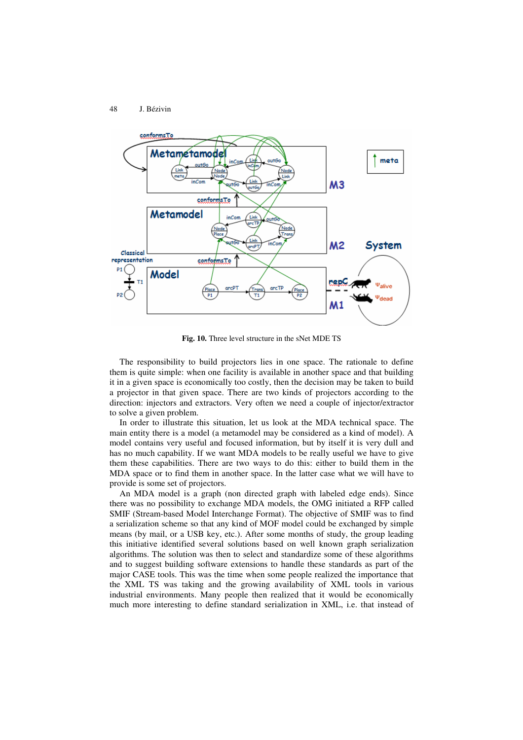Metametamodel

conformsTo

Link meta

outGo

inCom

Node Node

inCom

Link inCom

outGo

Node Link

outGo

Link outGo

inCom

meta

M3

conformsTo

Metamodel

inCom

Link arcTP

outGo

Node Place

Node Trans

outGo

Link arcPT

inCom

M2

System

Classical representation

conformsTo

P1

T1

P2

Model

Place P1

arcPT

Trans T1

arcTP

Place P2

repC

M1

Ψalive

Ψdead

**Fig. 10.** Three level structure in the sNet MDE TS

The responsibility to build projectors lies in one space. The rationale to define them is quite simple: when one facility is available in another space and that building it in a given space is economically too costly, then the decision may be taken to build a projector in that given space. There are two kinds of projectors according to the direction: injectors and extractors. Very often we need a couple of injector/extractor to solve a given problem.

In order to illustrate this situation, let us look at the MDA technical space. The main entity there is a model (a metamodel may be considered as a kind of model). A model contains very useful and focused information, but by itself it is very dull and has no much capability. If we want MDA models to be really useful we have to give them these capabilities. There are two ways to do this: either to build them in the MDA space or to find them in another space. In the latter case what we will have to provide is some set of projectors.

An MDA model is a graph (non directed graph with labeled edge ends). Since there was no possibility to exchange MDA models, the OMG initiated a RFP called SMIF (Stream-based Model Interchange Format). The objective of SMIF was to find a serialization scheme so that any kind of MOF model could be exchanged by simple means (by mail, or a USB key, etc.). After some months of study, the group leading this initiative identified several solutions based on well known graph serialization algorithms. The solution was then to select and standardize some of these algorithms and to suggest building software extensions to handle these standards as part of the major CASE tools. This was the time when some people realized the importance that the XML TS was taking and the growing availability of XML tools in various industrial environments. Many people then realized that it would be economically much more interesting to define standard serialization in XML, i.e. that instead of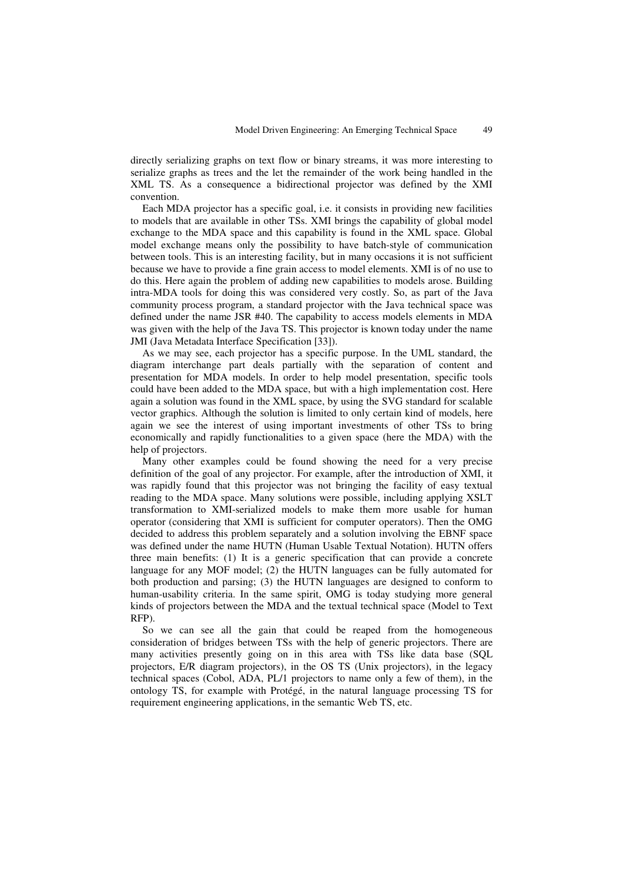directly serializing graphs on text flow or binary streams, it was more interesting to serialize graphs as trees and the let the remainder of the work being handled in the XML TS. As a consequence a bidirectional projector was defined by the XMI convention.

Each MDA projector has a specific goal, i.e. it consists in providing new facilities to models that are available in other TSs. XMI brings the capability of global model exchange to the MDA space and this capability is found in the XML space. Global model exchange means only the possibility to have batch-style of communication between tools. This is an interesting facility, but in many occasions it is not sufficient because we have to provide a fine grain access to model elements. XMI is of no use to do this. Here again the problem of adding new capabilities to models arose. Building intra-MDA tools for doing this was considered very costly. So, as part of the Java community process program, a standard projector with the Java technical space was defined under the name JSR #40. The capability to access models elements in MDA was given with the help of the Java TS. This projector is known today under the name JMI (Java Metadata Interface Specification [33]).

As we may see, each projector has a specific purpose. In the UML standard, the diagram interchange part deals partially with the separation of content and presentation for MDA models. In order to help model presentation, specific tools could have been added to the MDA space, but with a high implementation cost. Here again a solution was found in the XML space, by using the SVG standard for scalable vector graphics. Although the solution is limited to only certain kind of models, here again we see the interest of using important investments of other TSs to bring economically and rapidly functionalities to a given space (here the MDA) with the help of projectors.

Many other examples could be found showing the need for a very precise definition of the goal of any projector. For example, after the introduction of XMI, it was rapidly found that this projector was not bringing the facility of easy textual reading to the MDA space. Many solutions were possible, including applying XSLT transformation to XMI-serialized models to make them more usable for human operator (considering that XMI is sufficient for computer operators). Then the OMG decided to address this problem separately and a solution involving the EBNF space was defined under the name HUTN (Human Usable Textual Notation). HUTN offers three main benefits: (1) It is a generic specification that can provide a concrete language for any MOF model; (2) the HUTN languages can be fully automated for both production and parsing; (3) the HUTN languages are designed to conform to human-usability criteria. In the same spirit, OMG is today studying more general kinds of projectors between the MDA and the textual technical space (Model to Text RFP).

So we can see all the gain that could be reaped from the homogeneous consideration of bridges between TSs with the help of generic projectors. There are many activities presently going on in this area with TSs like data base (SQL projectors, E/R diagram projectors), in the OS TS (Unix projectors), in the legacy technical spaces (Cobol, ADA, PL/1 projectors to name only a few of them), in the ontology TS, for example with Protégé, in the natural language processing TS for requirement engineering applications, in the semantic Web TS, etc.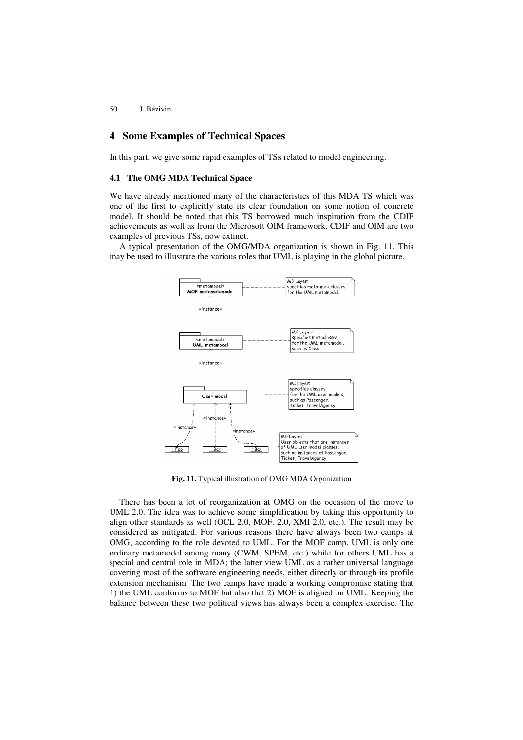## 4 Some Examples of Technical Spaces

In this part, we give some rapid examples of TSs related to model engineering.

### 4.1 The OMG MDA Technical Space

We have already mentioned many of the characteristics of this MDA TS which was one of the first to explicitly state its clear foundation on some notion of concrete model. It should be noted that this TS borrowed much inspiration from the CDIF achievements as well as from the Microsoft OIM framework. CDIF and OIM are two examples of previous TSs, now extinct.

A typical presentation of the OMG/MDA organization is shown in Fig. 11. This may be used to illustrate the various roles that UML is playing in the global picture.

**Fig. 11.** Typical illustration of OMG MDA Organization

There has been a lot of reorganization at OMG on the occasion of the move to UML 2.0. The idea was to achieve some simplification by taking this opportunity to align other standards as well (OCL 2.0, MOF. 2.0, XMI 2.0, etc.). The result may be considered as mitigated. For various reasons there have always been two camps at OMG, according to the role devoted to UML. For the MOF camp, UML is only one ordinary metamodel among many (CWM, SPEM, etc.) while for others UML has a special and central role in MDA; the latter view UML as a rather universal language covering most of the software engineering needs, either directly or through its profile extension mechanism. The two camps have made a working compromise stating that 1) the UML conforms to MOF but also that 2) MOF is aligned on UML. Keeping the balance between these two political views has always been a complex exercise. The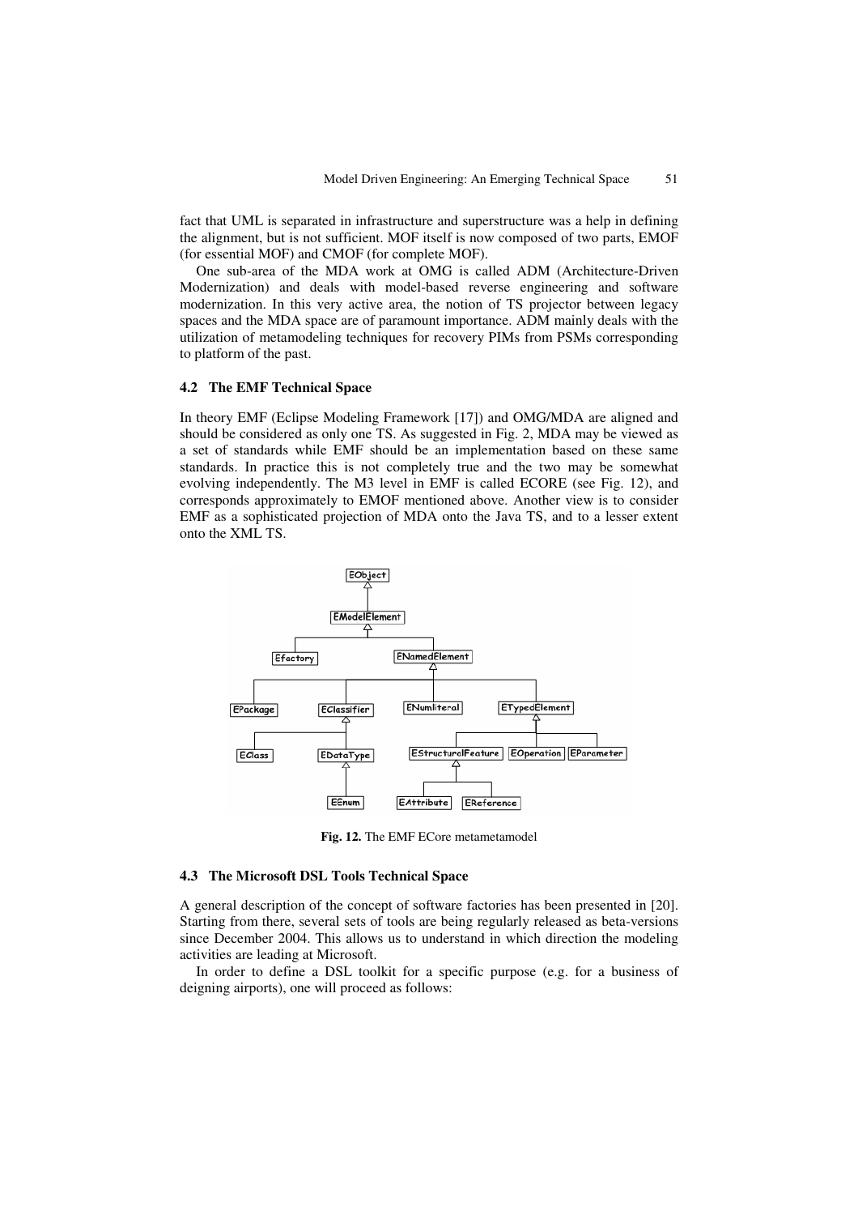fact that UML is separated in infrastructure and superstructure was a help in defining the alignment, but is not sufficient. MOF itself is now composed of two parts, EMOF (for essential MOF) and CMOF (for complete MOF).

One sub-area of the MDA work at OMG is called ADM (Architecture-Driven Modernization) and deals with model-based reverse engineering and software modernization. In this very active area, the notion of TS projector between legacy spaces and the MDA space are of paramount importance. ADM mainly deals with the utilization of metamodeling techniques for recovery PIMs from PSMs corresponding to platform of the past.

### 4.2 The EMF Technical Space

In theory EMF (Eclipse Modeling Framework [17]) and OMG/MDA are aligned and should be considered as only one TS. As suggested in Fig. 2, MDA may be viewed as a set of standards while EMF should be an implementation based on these same standards. In practice this is not completely true and the two may be somewhat evolving independently. The M3 level in EMF is called ECORE (see Fig. 12), and corresponds approximately to EMOF mentioned above. Another view is to consider EMF as a sophisticated projection of MDA onto the Java TS, and to a lesser extent onto the XML TS.

**Fig. 12.** The EMF ECore metametamodel

### 4.3 The Microsoft DSL Tools Technical Space

A general description of the concept of software factories has been presented in [20]. Starting from there, several sets of tools are being regularly released as beta-versions since December 2004. This allows us to understand in which direction the modeling activities are leading at Microsoft.

In order to define a DSL toolkit for a specific purpose (e.g. for a business of deigning airports), one will proceed as follows: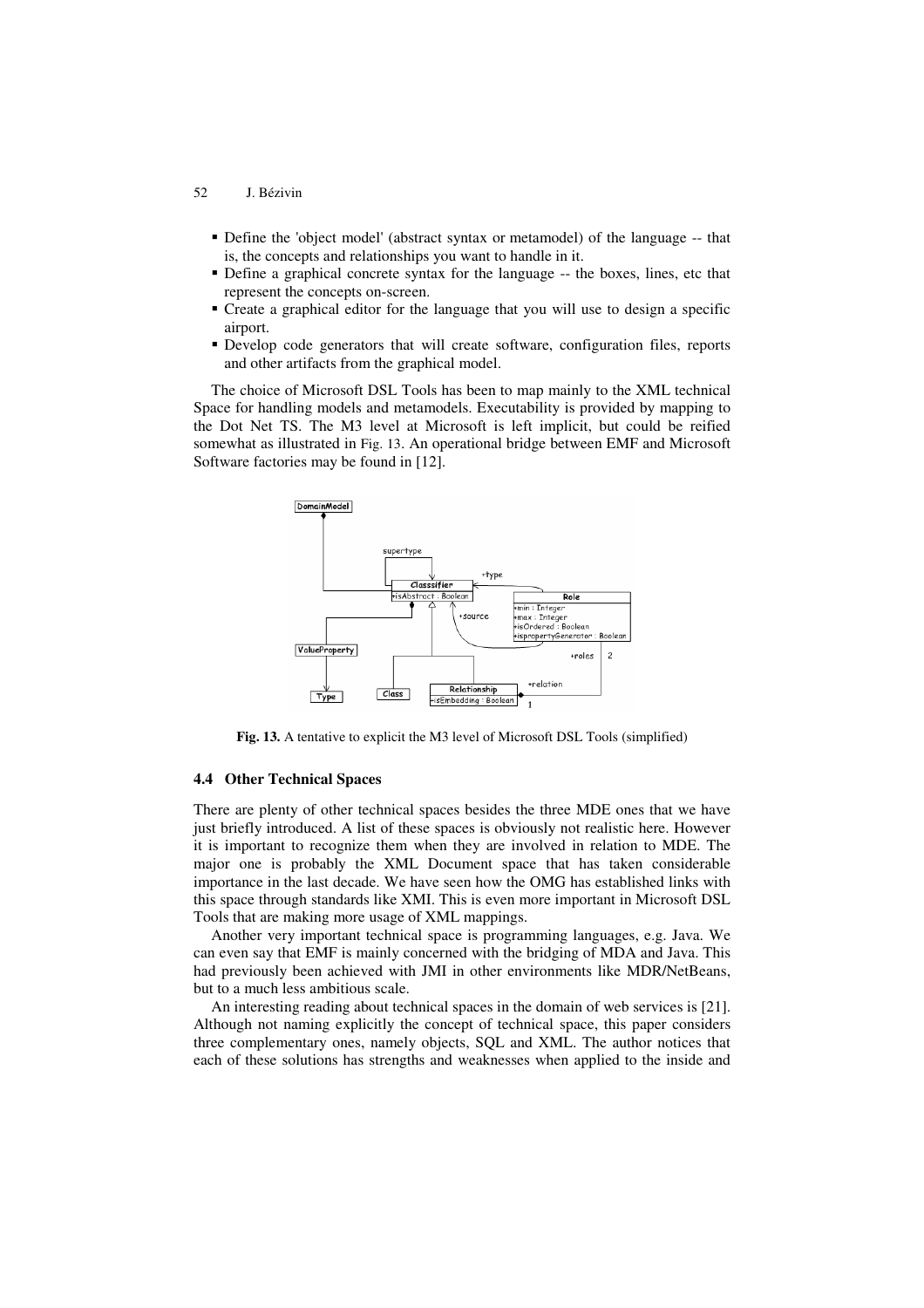- Define the 'object model' (abstract syntax or metamodel) of the language -- that is, the concepts and relationships you want to handle in it.
- Define a graphical concrete syntax for the language -- the boxes, lines, etc that represent the concepts on-screen.
- Create a graphical editor for the language that you will use to design a specific airport.
- Develop code generators that will create software, configuration files, reports and other artifacts from the graphical model.

The choice of Microsoft DSL Tools has been to map mainly to the XML technical Space for handling models and metamodels. Executability is provided by mapping to the Dot Net TS. The M3 level at Microsoft is left implicit, but could be reified somewhat as illustrated in Fig. 13. An operational bridge between EMF and Microsoft Software factories may be found in [12].

DomainModel
supertype
+type
Classsifier
+isAbstract : Boolean
Role
+min : Integer
+max : Integer
+isOrdered : Boolean
+ispropertyGenerator : Boolean
+source
ValueProperty
+roles 2
+relation
Type
Class
Relationship
+isEmbedding : Boolean
1

**Fig. 13.** A tentative to explicit the M3 level of Microsoft DSL Tools (simplified)

### 4.4 Other Technical Spaces

There are plenty of other technical spaces besides the three MDE ones that we have just briefly introduced. A list of these spaces is obviously not realistic here. However it is important to recognize them when they are involved in relation to MDE. The major one is probably the XML Document space that has taken considerable importance in the last decade. We have seen how the OMG has established links with this space through standards like XMI. This is even more important in Microsoft DSL Tools that are making more usage of XML mappings.

Another very important technical space is programming languages, e.g. Java. We can even say that EMF is mainly concerned with the bridging of MDA and Java. This had previously been achieved with JMI in other environments like MDR/NetBeans, but to a much less ambitious scale.

An interesting reading about technical spaces in the domain of web services is [21]. Although not naming explicitly the concept of technical space, this paper considers three complementary ones, namely objects, SQL and XML. The author notices that each of these solutions has strengths and weaknesses when applied to the inside and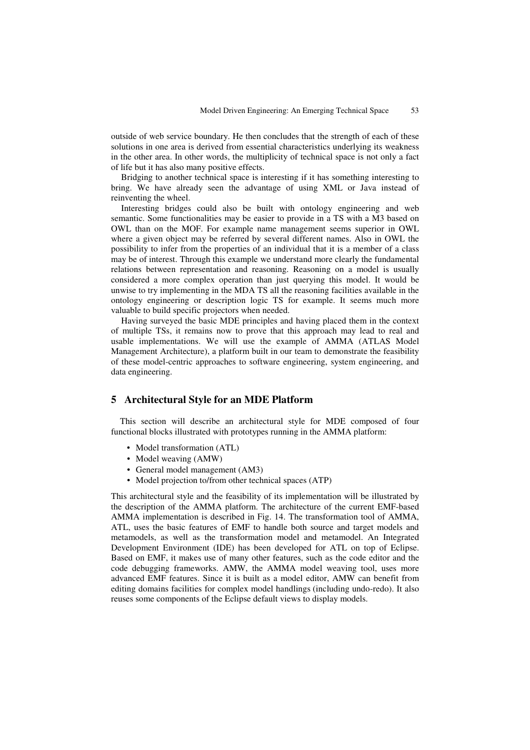outside of web service boundary. He then concludes that the strength of each of these solutions in one area is derived from essential characteristics underlying its weakness in the other area. In other words, the multiplicity of technical space is not only a fact of life but it has also many positive effects.

Bridging to another technical space is interesting if it has something interesting to bring. We have already seen the advantage of using XML or Java instead of reinventing the wheel.

Interesting bridges could also be built with ontology engineering and web semantic. Some functionalities may be easier to provide in a TS with a M3 based on OWL than on the MOF. For example name management seems superior in OWL where a given object may be referred by several different names. Also in OWL the possibility to infer from the properties of an individual that it is a member of a class may be of interest. Through this example we understand more clearly the fundamental relations between representation and reasoning. Reasoning on a model is usually considered a more complex operation than just querying this model. It would be unwise to try implementing in the MDA TS all the reasoning facilities available in the ontology engineering or description logic TS for example. It seems much more valuable to build specific projectors when needed.

Having surveyed the basic MDE principles and having placed them in the context of multiple TSs, it remains now to prove that this approach may lead to real and usable implementations. We will use the example of AMMA (ATLAS Model Management Architecture), a platform built in our team to demonstrate the feasibility of these model-centric approaches to software engineering, system engineering, and data engineering.

## 5 Architectural Style for an MDE Platform

This section will describe an architectural style for MDE composed of four functional blocks illustrated with prototypes running in the AMMA platform:

- Model transformation (ATL)
- Model weaving (AMW)
- General model management (AM3)
- Model projection to/from other technical spaces (ATP)

This architectural style and the feasibility of its implementation will be illustrated by the description of the AMMA platform. The architecture of the current EMF-based AMMA implementation is described in Fig. 14. The transformation tool of AMMA, ATL, uses the basic features of EMF to handle both source and target models and metamodels, as well as the transformation model and metamodel. An Integrated Development Environment (IDE) has been developed for ATL on top of Eclipse. Based on EMF, it makes use of many other features, such as the code editor and the code debugging frameworks. AMW, the AMMA model weaving tool, uses more advanced EMF features. Since it is built as a model editor, AMW can benefit from editing domains facilities for complex model handlings (including undo-redo). It also reuses some components of the Eclipse default views to display models.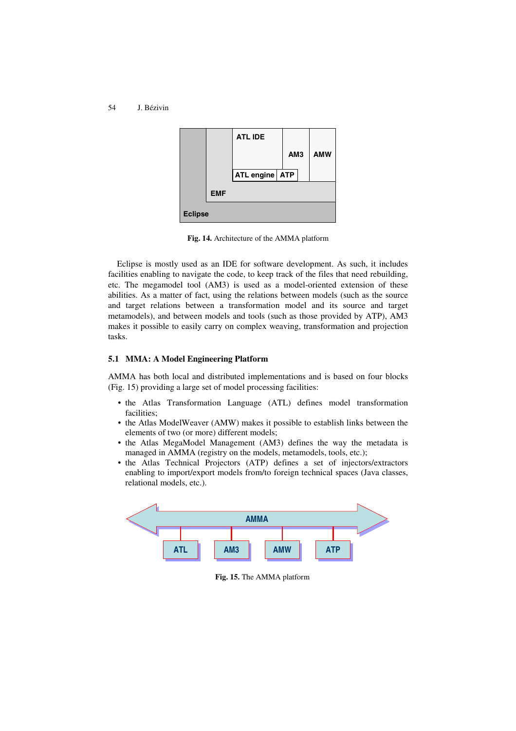Fig. 14. Architecture of the AMMA platform

Eclipse is mostly used as an IDE for software development. As such, it includes facilities enabling to navigate the code, to keep track of the files that need rebuilding, etc. The megamodel tool (AM3) is used as a model-oriented extension of these abilities. As a matter of fact, using the relations between models (such as the source and target relations between a transformation model and its source and target metamodels), and between models and tools (such as those provided by ATP), AM3 makes it possible to easily carry on complex weaving, transformation and projection tasks.

### 5.1 MMA: A Model Engineering Platform

AMMA has both local and distributed implementations and is based on four blocks (Fig. 15) providing a large set of model processing facilities:

- the Atlas Transformation Language (ATL) defines model transformation facilities;
- the Atlas ModelWeaver (AMW) makes it possible to establish links between the elements of two (or more) different models;
- the Atlas MegaModel Management (AM3) defines the way the metadata is managed in AMMA (registry on the models, metamodels, tools, etc.);
- the Atlas Technical Projectors (ATP) defines a set of injectors/extractors enabling to import/export models from/to foreign technical spaces (Java classes, relational models, etc.).

Fig. 15. The AMMA platform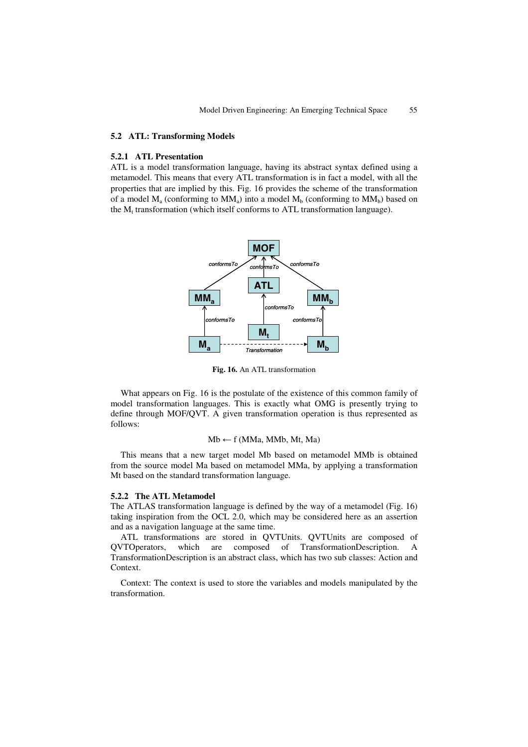### 5.2 ATL: Transforming Models

#### 5.2.1 ATL Presentation

ATL is a model transformation language, having its abstract syntax defined using a metamodel. This means that every ATL transformation is in fact a model, with all the properties that are implied by this. Fig. 16 provides the scheme of the transformation of a model $M_a$ (conforming to $MM_a$) into a model $M_b$ (conforming to $MM_b$) based on the $M_t$ transformation (which itself conforms to ATL transformation language).

**Fig. 16.** An ATL transformation

What appears on Fig. 16 is the postulate of the existence of this common family of model transformation languages. This is exactly what OMG is presently trying to define through MOF/QVT. A given transformation operation is thus represented as follows:

$$Mb \leftarrow f\ (MMa, MMb, Mt, Ma)$$

This means that a new target model Mb based on metamodel MMb is obtained from the source model Ma based on metamodel MMa, by applying a transformation Mt based on the standard transformation language.

#### 5.2.2 The ATL Metamodel

The ATLAS transformation language is defined by the way of a metamodel (Fig. 16) taking inspiration from the OCL 2.0, which may be considered here as an assertion and as a navigation language at the same time.

ATL transformations are stored in QVTUnits. QVTUnits are composed of QVTOperators, which are composed of TransformationDescription. A TransformationDescription is an abstract class, which has two sub classes: Action and Context.

Context: The context is used to store the variables and models manipulated by the transformation.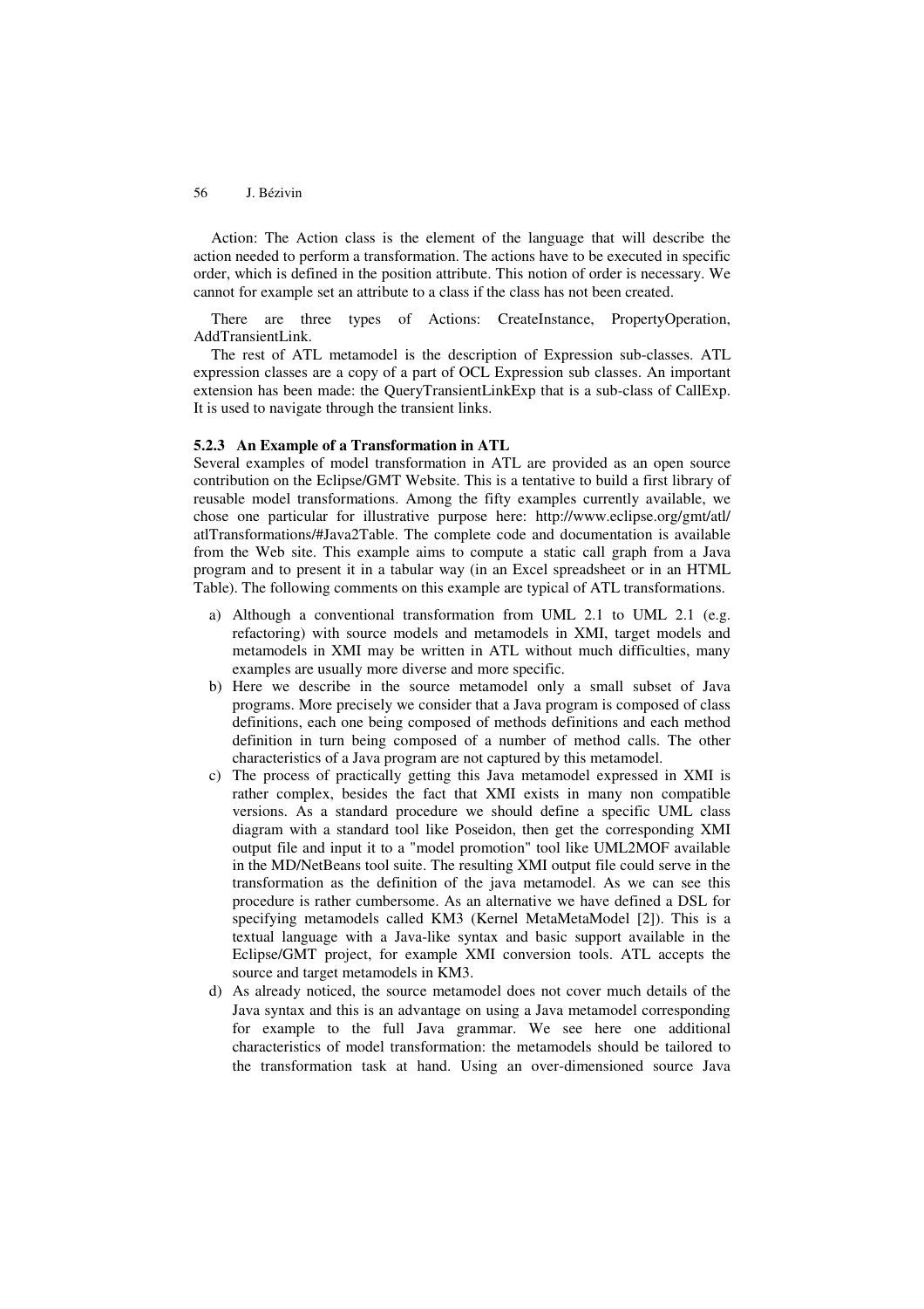Action: The Action class is the element of the language that will describe the action needed to perform a transformation. The actions have to be executed in specific order, which is defined in the position attribute. This notion of order is necessary. We cannot for example set an attribute to a class if the class has not been created.

There are three types of Actions: CreateInstance, PropertyOperation, AddTransientLink.

The rest of ATL metamodel is the description of Expression sub-classes. ATL expression classes are a copy of a part of OCL Expression sub classes. An important extension has been made: the QueryTransientLinkExp that is a sub-class of CallExp. It is used to navigate through the transient links.

### 5.2.3 An Example of a Transformation in ATL

Several examples of model transformation in ATL are provided as an open source contribution on the Eclipse/GMT Website. This is a tentative to build a first library of reusable model transformations. Among the fifty examples currently available, we chose one particular for illustrative purpose here: http://www.eclipse.org/gmt/atl/atlTransformations/#Java2Table. The complete code and documentation is available from the Web site. This example aims to compute a static call graph from a Java program and to present it in a tabular way (in an Excel spreadsheet or in an HTML Table). The following comments on this example are typical of ATL transformations.

a) Although a conventional transformation from UML 2.1 to UML 2.1 (e.g. refactoring) with source models and metamodels in XMI, target models and metamodels in XMI may be written in ATL without much difficulties, many examples are usually more diverse and more specific.

b) Here we describe in the source metamodel only a small subset of Java programs. More precisely we consider that a Java program is composed of class definitions, each one being composed of methods definitions and each method definition in turn being composed of a number of method calls. The other characteristics of a Java program are not captured by this metamodel.

c) The process of practically getting this Java metamodel expressed in XMI is rather complex, besides the fact that XMI exists in many non compatible versions. As a standard procedure we should define a specific UML class diagram with a standard tool like Poseidon, then get the corresponding XMI output file and input it to a "model promotion" tool like UML2MOF available in the MD/NetBeans tool suite. The resulting XMI output file could serve in the transformation as the definition of the java metamodel. As we can see this procedure is rather cumbersome. As an alternative we have defined a DSL for specifying metamodels called KM3 (Kernel MetaMetaModel [2]). This is a textual language with a Java-like syntax and basic support available in the Eclipse/GMT project, for example XMI conversion tools. ATL accepts the source and target metamodels in KM3.

d) As already noticed, the source metamodel does not cover much details of the Java syntax and this is an advantage on using a Java metamodel corresponding for example to the full Java grammar. We see here one additional characteristics of model transformation: the metamodels should be tailored to the transformation task at hand. Using an over-dimensioned source Java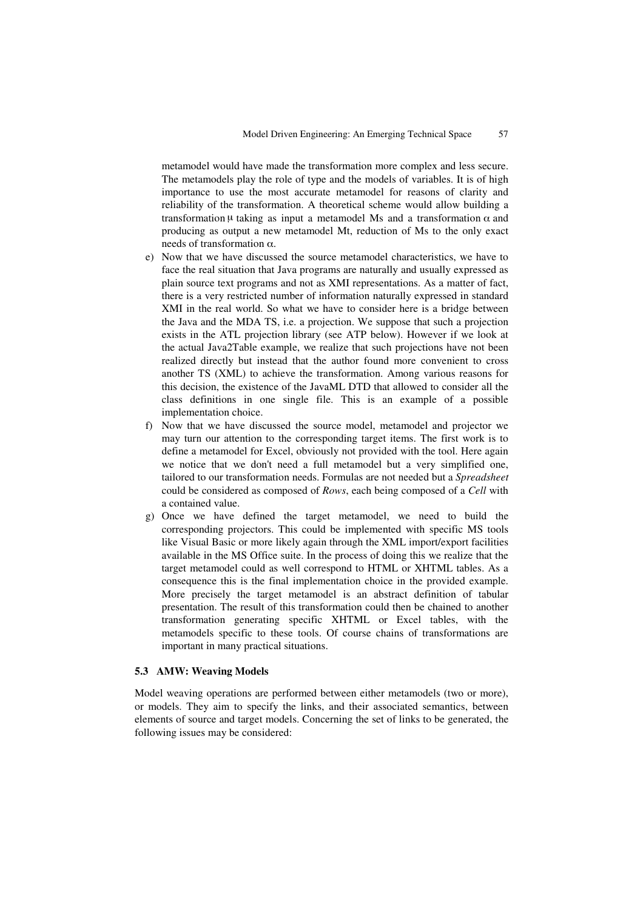metamodel would have made the transformation more complex and less secure. The metamodels play the role of type and the models of variables. It is of high importance to use the most accurate metamodel for reasons of clarity and reliability of the transformation. A theoretical scheme would allow building a transformation $\mu$ taking as input a metamodel Ms and a transformation $\alpha$ and producing as output a new metamodel Mt, reduction of Ms to the only exact needs of transformation $\alpha$.

e) Now that we have discussed the source metamodel characteristics, we have to face the real situation that Java programs are naturally and usually expressed as plain source text programs and not as XMI representations. As a matter of fact, there is a very restricted number of information naturally expressed in standard XMI in the real world. So what we have to consider here is a bridge between the Java and the MDA TS, i.e. a projection. We suppose that such a projection exists in the ATL projection library (see ATP below). However if we look at the actual Java2Table example, we realize that such projections have not been realized directly but instead that the author found more convenient to cross another TS (XML) to achieve the transformation. Among various reasons for this decision, the existence of the JavaML DTD that allowed to consider all the class definitions in one single file. This is an example of a possible implementation choice.

f) Now that we have discussed the source model, metamodel and projector we may turn our attention to the corresponding target items. The first work is to define a metamodel for Excel, obviously not provided with the tool. Here again we notice that we don't need a full metamodel but a very simplified one, tailored to our transformation needs. Formulas are not needed but a *Spreadsheet* could be considered as composed of *Rows*, each being composed of a *Cell* with a contained value.

g) Once we have defined the target metamodel, we need to build the corresponding projectors. This could be implemented with specific MS tools like Visual Basic or more likely again through the XML import/export facilities available in the MS Office suite. In the process of doing this we realize that the target metamodel could as well correspond to HTML or XHTML tables. As a consequence this is the final implementation choice in the provided example. More precisely the target metamodel is an abstract definition of tabular presentation. The result of this transformation could then be chained to another transformation generating specific XHTML or Excel tables, with the metamodels specific to these tools. Of course chains of transformations are important in many practical situations.

### 5.3 AMW: Weaving Models

Model weaving operations are performed between either metamodels (two or more), or models. They aim to specify the links, and their associated semantics, between elements of source and target models. Concerning the set of links to be generated, the following issues may be considered: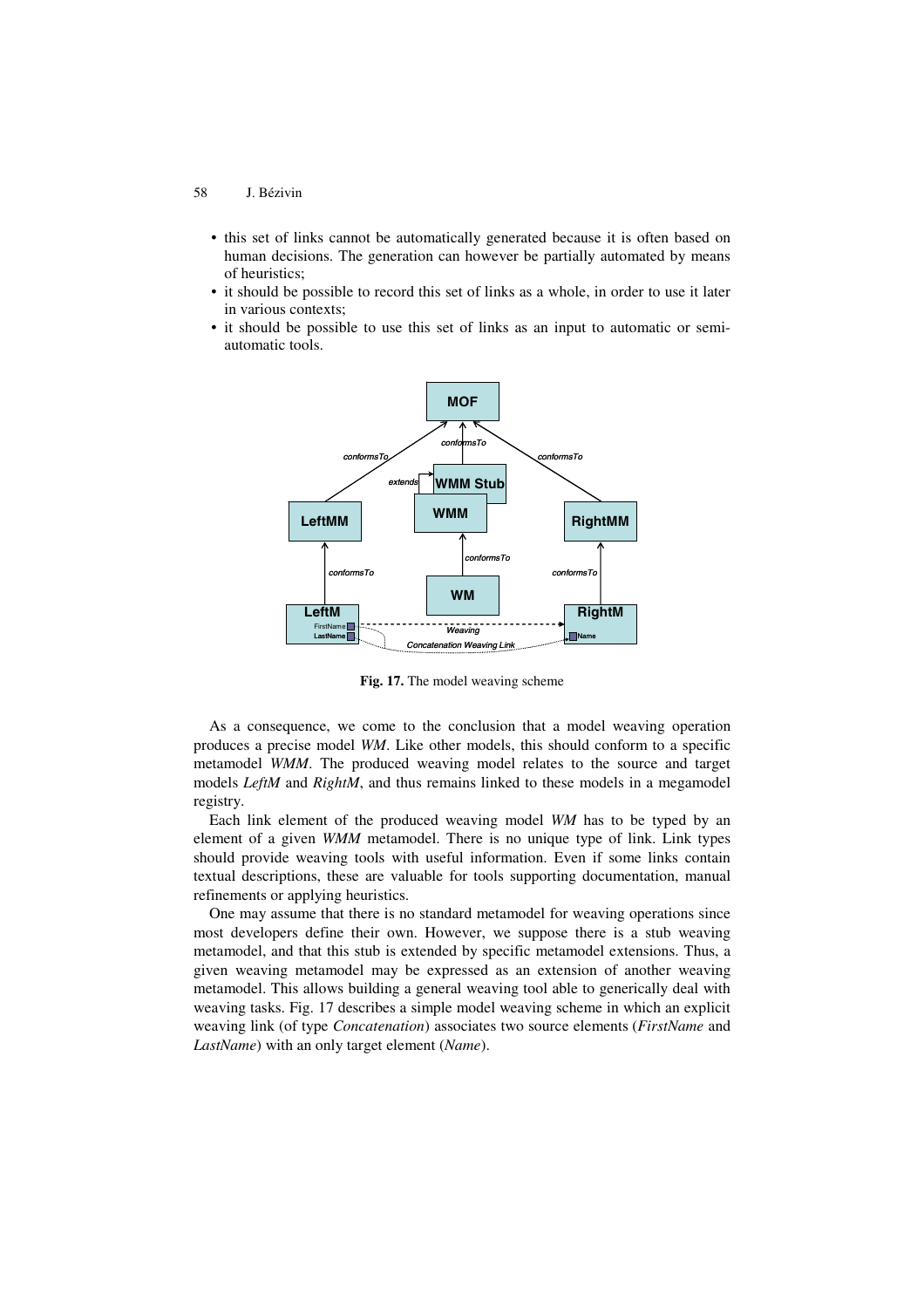- this set of links cannot be automatically generated because it is often based on human decisions. The generation can however be partially automated by means of heuristics;
- it should be possible to record this set of links as a whole, in order to use it later in various contexts;
- it should be possible to use this set of links as an input to automatic or semi-automatic tools.

**Fig. 17.** The model weaving scheme

As a consequence, we come to the conclusion that a model weaving operation produces a precise model *WM*. Like other models, this should conform to a specific metamodel *WMM*. The produced weaving model relates to the source and target models *LeftM* and *RightM*, and thus remains linked to these models in a megamodel registry.

Each link element of the produced weaving model *WM* has to be typed by an element of a given *WMM* metamodel. There is no unique type of link. Link types should provide weaving tools with useful information. Even if some links contain textual descriptions, these are valuable for tools supporting documentation, manual refinements or applying heuristics.

One may assume that there is no standard metamodel for weaving operations since most developers define their own. However, we suppose there is a stub weaving metamodel, and that this stub is extended by specific metamodel extensions. Thus, a given weaving metamodel may be expressed as an extension of another weaving metamodel. This allows building a general weaving tool able to generically deal with weaving tasks. Fig. 17 describes a simple model weaving scheme in which an explicit weaving link (of type *Concatenation*) associates two source elements (*FirstName* and *LastName*) with an only target element (*Name*).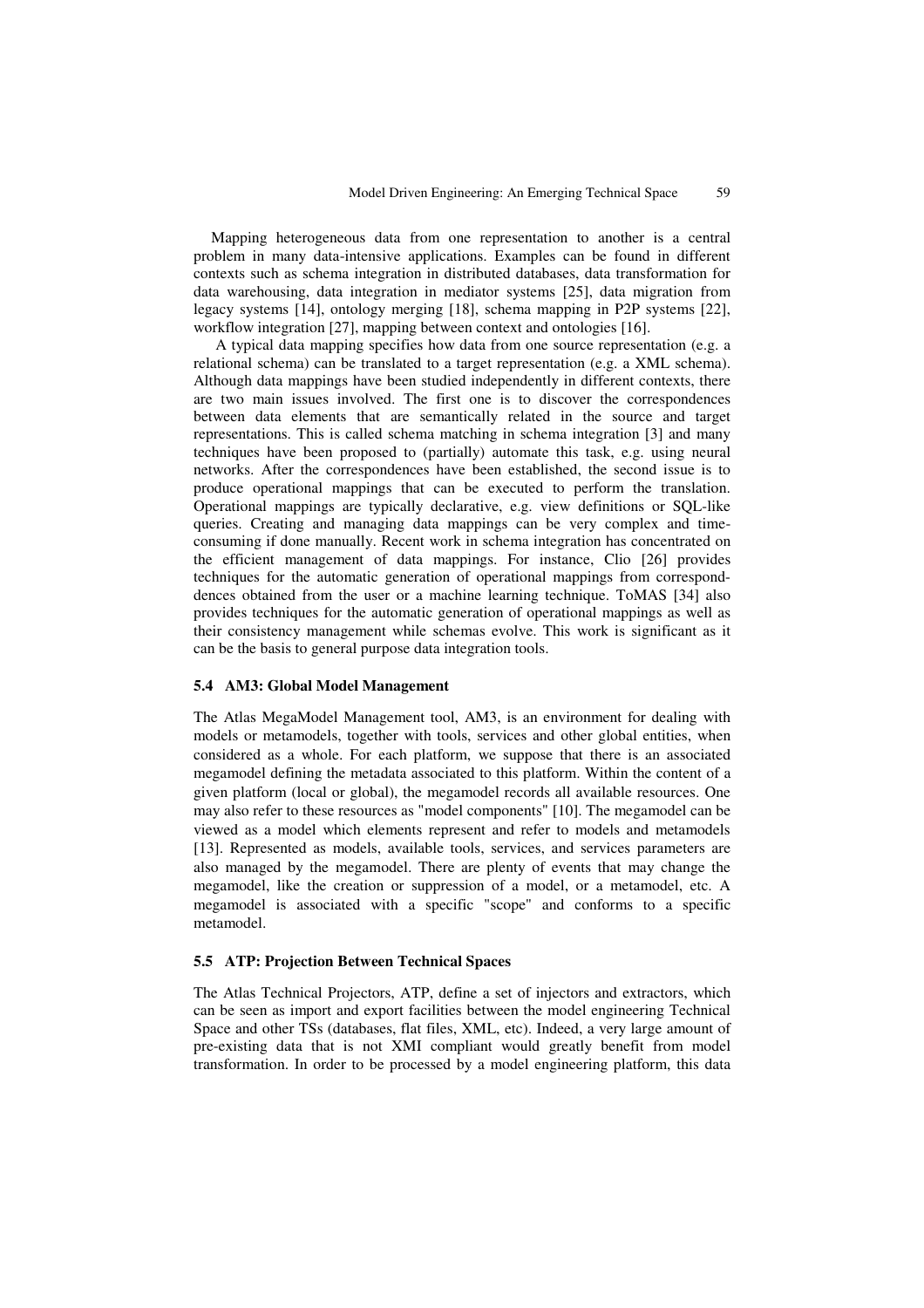Mapping heterogeneous data from one representation to another is a central problem in many data-intensive applications. Examples can be found in different contexts such as schema integration in distributed databases, data transformation for data warehousing, data integration in mediator systems [25], data migration from legacy systems [14], ontology merging [18], schema mapping in P2P systems [22], workflow integration [27], mapping between context and ontologies [16].

A typical data mapping specifies how data from one source representation (e.g. a relational schema) can be translated to a target representation (e.g. a XML schema). Although data mappings have been studied independently in different contexts, there are two main issues involved. The first one is to discover the correspondences between data elements that are semantically related in the source and target representations. This is called schema matching in schema integration [3] and many techniques have been proposed to (partially) automate this task, e.g. using neural networks. After the correspondences have been established, the second issue is to produce operational mappings that can be executed to perform the translation. Operational mappings are typically declarative, e.g. view definitions or SQL-like queries. Creating and managing data mappings can be very complex and time-consuming if done manually. Recent work in schema integration has concentrated on the efficient management of data mappings. For instance, Clio [26] provides techniques for the automatic generation of operational mappings from correspond-dences obtained from the user or a machine learning technique. ToMAS [34] also provides techniques for the automatic generation of operational mappings as well as their consistency management while schemas evolve. This work is significant as it can be the basis to general purpose data integration tools.

### 5.4 AM3: Global Model Management

The Atlas MegaModel Management tool, AM3, is an environment for dealing with models or metamodels, together with tools, services and other global entities, when considered as a whole. For each platform, we suppose that there is an associated megamodel defining the metadata associated to this platform. Within the content of a given platform (local or global), the megamodel records all available resources. One may also refer to these resources as "model components" [10]. The megamodel can be viewed as a model which elements represent and refer to models and metamodels [13]. Represented as models, available tools, services, and services parameters are also managed by the megamodel. There are plenty of events that may change the megamodel, like the creation or suppression of a model, or a metamodel, etc. A megamodel is associated with a specific "scope" and conforms to a specific metamodel.

### 5.5 ATP: Projection Between Technical Spaces

The Atlas Technical Projectors, ATP, define a set of injectors and extractors, which can be seen as import and export facilities between the model engineering Technical Space and other TSs (databases, flat files, XML, etc). Indeed, a very large amount of pre-existing data that is not XMI compliant would greatly benefit from model transformation. In order to be processed by a model engineering platform, this data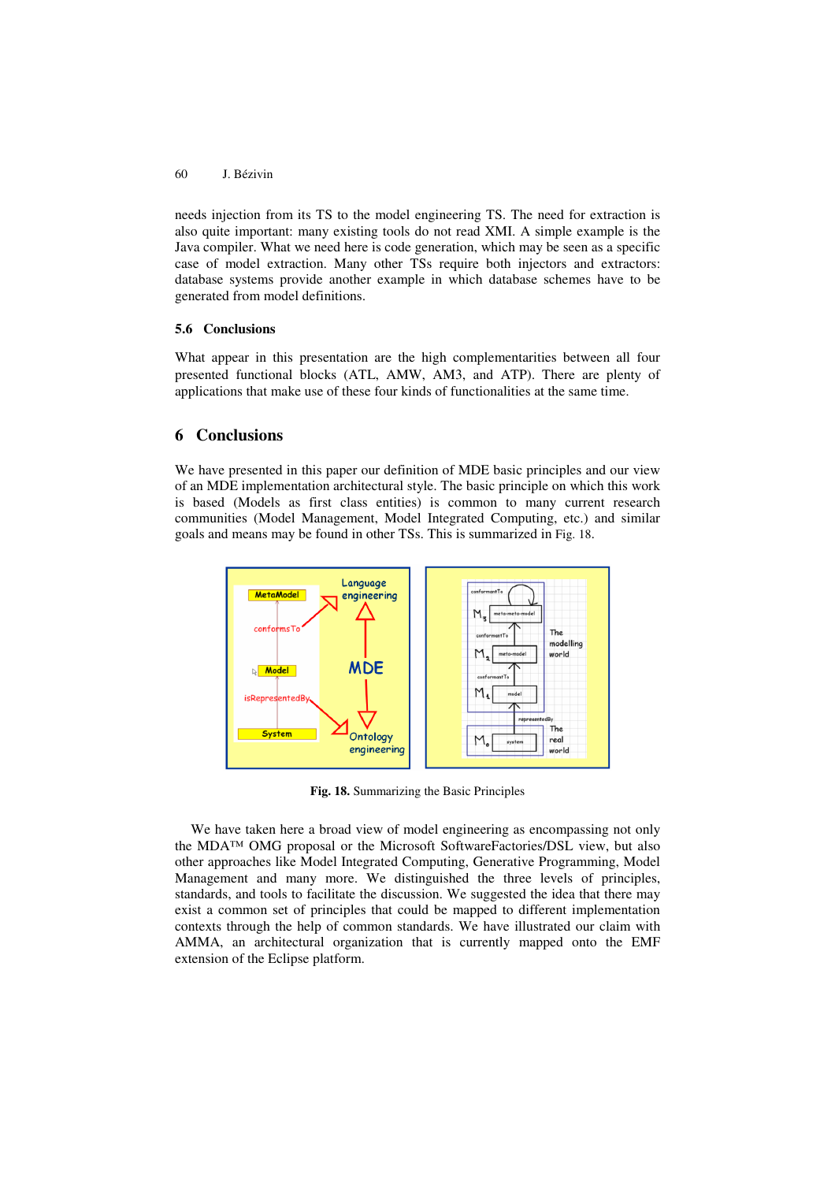needs injection from its TS to the model engineering TS. The need for extraction is also quite important: many existing tools do not read XMI. A simple example is the Java compiler. What we need here is code generation, which may be seen as a specific case of model extraction. Many other TSs require both injectors and extractors: database systems provide another example in which database schemes have to be generated from model definitions.

### 5.6 Conclusions

What appear in this presentation are the high complementarities between all four presented functional blocks (ATL, AMW, AM3, and ATP). There are plenty of applications that make use of these four kinds of functionalities at the same time.

## 6 Conclusions

We have presented in this paper our definition of MDE basic principles and our view of an MDE implementation architectural style. The basic principle on which this work is based (Models as first class entities) is common to many current research communities (Model Management, Model Integrated Computing, etc.) and similar goals and means may be found in other TSs. This is summarized in Fig. 18.

**Fig. 18.** Summarizing the Basic Principles

We have taken here a broad view of model engineering as encompassing not only the MDA™ OMG proposal or the Microsoft SoftwareFactories/DSL view, but also other approaches like Model Integrated Computing, Generative Programming, Model Management and many more. We distinguished the three levels of principles, standards, and tools to facilitate the discussion. We suggested the idea that there may exist a common set of principles that could be mapped to different implementation contexts through the help of common standards. We have illustrated our claim with AMMA, an architectural organization that is currently mapped onto the EMF extension of the Eclipse platform.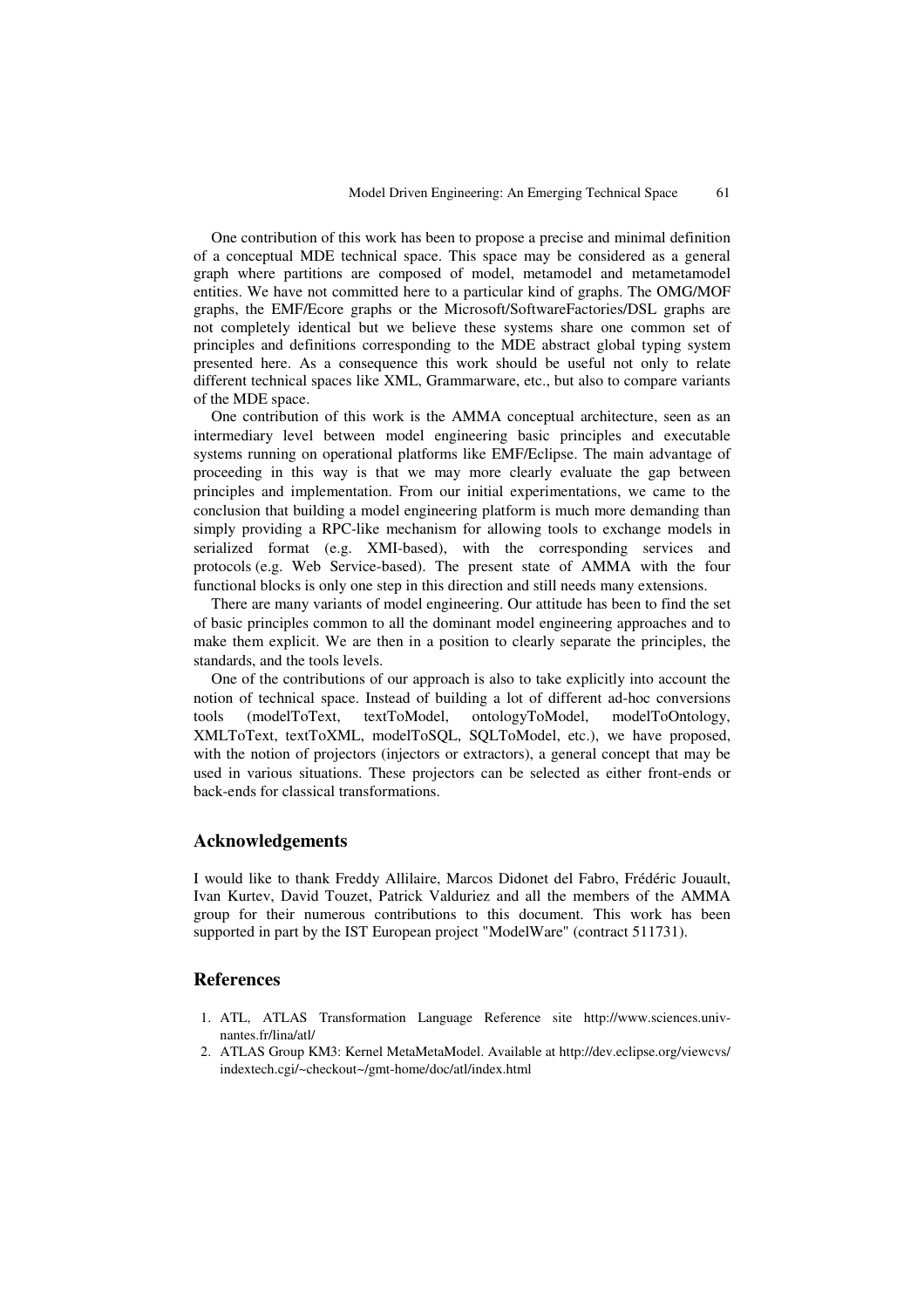One contribution of this work has been to propose a precise and minimal definition of a conceptual MDE technical space. This space may be considered as a general graph where partitions are composed of model, metamodel and metametamodel entities. We have not committed here to a particular kind of graphs. The OMG/MOF graphs, the EMF/Ecore graphs or the Microsoft/SoftwareFactories/DSL graphs are not completely identical but we believe these systems share one common set of principles and definitions corresponding to the MDE abstract global typing system presented here. As a consequence this work should be useful not only to relate different technical spaces like XML, Grammarware, etc., but also to compare variants of the MDE space.

One contribution of this work is the AMMA conceptual architecture, seen as an intermediary level between model engineering basic principles and executable systems running on operational platforms like EMF/Eclipse. The main advantage of proceeding in this way is that we may more clearly evaluate the gap between principles and implementation. From our initial experimentations, we came to the conclusion that building a model engineering platform is much more demanding than simply providing a RPC-like mechanism for allowing tools to exchange models in serialized format (e.g. XMI-based), with the corresponding services and protocols (e.g. Web Service-based). The present state of AMMA with the four functional blocks is only one step in this direction and still needs many extensions.

There are many variants of model engineering. Our attitude has been to find the set of basic principles common to all the dominant model engineering approaches and to make them explicit. We are then in a position to clearly separate the principles, the standards, and the tools levels.

One of the contributions of our approach is also to take explicitly into account the notion of technical space. Instead of building a lot of different ad-hoc conversions tools (modelToText, textToModel, ontologyToModel, modelToOntology, XMLToText, textToXML, modelToSQL, SQLToModel, etc.), we have proposed, with the notion of projectors (injectors or extractors), a general concept that may be used in various situations. These projectors can be selected as either front-ends or back-ends for classical transformations.

## Acknowledgements

I would like to thank Freddy Allilaire, Marcos Didonet del Fabro, Frédéric Jouault, Ivan Kurtev, David Touzet, Patrick Valduriez and all the members of the AMMA group for their numerous contributions to this document. This work has been supported in part by the IST European project "ModelWare" (contract 511731).

## References

1. ATL, ATLAS Transformation Language Reference site http://www.sciences.univ-nantes.fr/lina/atl/
2. ATLAS Group KM3: Kernel MetaMetaModel. Available at http://dev.eclipse.org/viewcvs/indextech.cgi/~checkout~/gmt-home/doc/atl/index.html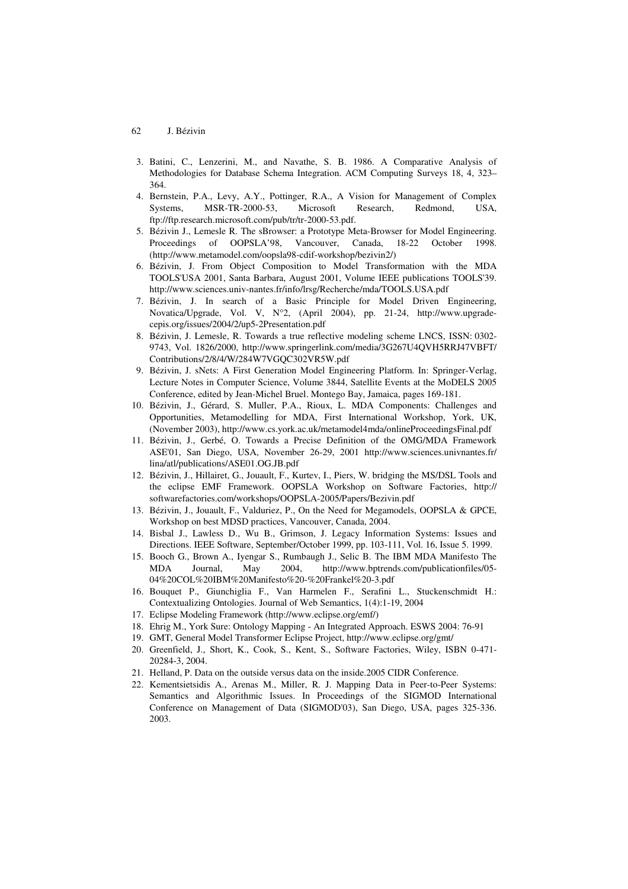3. Batini, C., Lenzerini, M., and Navathe, S. B. 1986. A Comparative Analysis of Methodologies for Database Schema Integration. ACM Computing Surveys 18, 4, 323–364.
4. Bernstein, P.A., Levy, A.Y., Pottinger, R.A., A Vision for Management of Complex Systems, MSR-TR-2000-53, Microsoft Research, Redmond, USA, ftp://ftp.research.microsoft.com/pub/tr/tr-2000-53.pdf.
5. Bézivin J., Lemesle R. The sBrowser: a Prototype Meta-Browser for Model Engineering. Proceedings of OOPSLA'98, Vancouver, Canada, 18-22 October 1998. (http://www.metamodel.com/oopsla98-cdif-workshop/bezivin2/)
6. Bézivin, J. From Object Composition to Model Transformation with the MDA TOOLS'USA 2001, Santa Barbara, August 2001, Volume IEEE publications TOOLS'39. http://www.sciences.univ-nantes.fr/info/lrsg/Recherche/mda/TOOLS.USA.pdf
7. Bézivin, J. In search of a Basic Principle for Model Driven Engineering, Novatica/Upgrade, Vol. V, N°2, (April 2004), pp. 21-24, http://www.upgrade-cepis.org/issues/2004/2/up5-2Presentation.pdf
8. Bézivin, J. Lemesle, R. Towards a true reflective modeling scheme LNCS, ISSN: 0302-9743, Vol. 1826/2000, http://www.springerlink.com/media/3G267U4QVH5RRJ47VBFT/Contributions/2/8/4/W/284W7VGQC302VR5W.pdf
9. Bézivin, J. sNets: A First Generation Model Engineering Platform. In: Springer-Verlag, Lecture Notes in Computer Science, Volume 3844, Satellite Events at the MoDELS 2005 Conference, edited by Jean-Michel Bruel. Montego Bay, Jamaica, pages 169-181.
10. Bézivin, J., Gérard, S. Muller, P.A., Rioux, L. MDA Components: Challenges and Opportunities, Metamodelling for MDA, First International Workshop, York, UK, (November 2003), http://www.cs.york.ac.uk/metamodel4mda/onlineProceedingsFinal.pdf
11. Bézivin, J., Gerbé, O. Towards a Precise Definition of the OMG/MDA Framework ASE'01, San Diego, USA, November 26-29, 2001 http://www.sciences.univnantes.fr/lina/atl/publications/ASE01.OG.JB.pdf
12. Bézivin, J., Hillairet, G., Jouault, F., Kurtev, I., Piers, W. bridging the MS/DSL Tools and the eclipse EMF Framework. OOPSLA Workshop on Software Factories, http://softwarefactories.com/workshops/OOPSLA-2005/Papers/Bezivin.pdf
13. Bézivin, J., Jouault, F., Valduriez, P., On the Need for Megamodels, OOPSLA & GPCE, Workshop on best MDSD practices, Vancouver, Canada, 2004.
14. Bisbal J., Lawless D., Wu B., Grimson, J. Legacy Information Systems: Issues and Directions. IEEE Software, September/October 1999, pp. 103-111, Vol. 16, Issue 5. 1999.
15. Booch G., Brown A., Iyengar S., Rumbaugh J., Selic B. The IBM MDA Manifesto The MDA Journal, May 2004, http://www.bptrends.com/publicationfiles/05-04%20COL%20IBM%20Manifesto%20-%20Frankel%20-3.pdf
16. Bouquet P., Giunchiglia F., Van Harmelen F., Serafini L., Stuckenschmidt H.: Contextualizing Ontologies. Journal of Web Semantics, 1(4):1-19, 2004
17. Eclipse Modeling Framework (http://www.eclipse.org/emf/)
18. Ehrig M., York Sure: Ontology Mapping - An Integrated Approach. ESWS 2004: 76-91
19. GMT, General Model Transformer Eclipse Project, http://www.eclipse.org/gmt/
20. Greenfield, J., Short, K., Cook, S., Kent, S., Software Factories, Wiley, ISBN 0-471-20284-3, 2004.
21. Helland, P. Data on the outside versus data on the inside.2005 CIDR Conference.
22. Kementsietsidis A., Arenas M., Miller, R. J. Mapping Data in Peer-to-Peer Systems: Semantics and Algorithmic Issues. In Proceedings of the SIGMOD International Conference on Management of Data (SIGMOD'03), San Diego, USA, pages 325-336. 2003.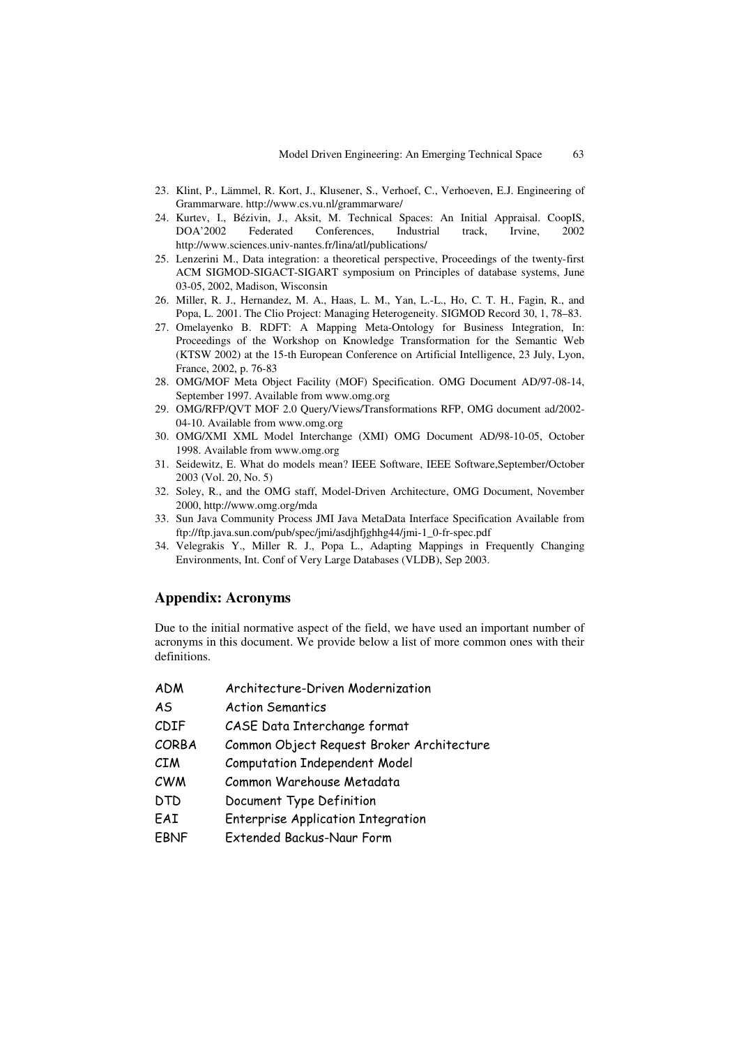23. Klint, P., Lämmel, R. Kort, J., Klusener, S., Verhoef, C., Verhoeven, E.J. Engineering of Grammarware. http://www.cs.vu.nl/grammarware/
24. Kurtev, I., Bézivin, J., Aksit, M. Technical Spaces: An Initial Appraisal. CoopIS, DOA'2002 Federated Conferences, Industrial track, Irvine, 2002 http://www.sciences.univ-nantes.fr/lina/atl/publications/
25. Lenzerini M., Data integration: a theoretical perspective, Proceedings of the twenty-first ACM SIGMOD-SIGACT-SIGART symposium on Principles of database systems, June 03-05, 2002, Madison, Wisconsin
26. Miller, R. J., Hernandez, M. A., Haas, L. M., Yan, L.-L., Ho, C. T. H., Fagin, R., and Popa, L. 2001. The Clio Project: Managing Heterogeneity. SIGMOD Record 30, 1, 78–83.
27. Omelayenko B. RDFT: A Mapping Meta-Ontology for Business Integration, In: Proceedings of the Workshop on Knowledge Transformation for the Semantic Web (KTSW 2002) at the 15-th European Conference on Artificial Intelligence, 23 July, Lyon, France, 2002, p. 76-83
28. OMG/MOF Meta Object Facility (MOF) Specification. OMG Document AD/97-08-14, September 1997. Available from www.omg.org
29. OMG/RFP/QVT MOF 2.0 Query/Views/Transformations RFP, OMG document ad/2002-04-10. Available from www.omg.org
30. OMG/XMI XML Model Interchange (XMI) OMG Document AD/98-10-05, October 1998. Available from www.omg.org
31. Seidewitz, E. What do models mean? IEEE Software, IEEE Software,September/October 2003 (Vol. 20, No. 5)
32. Soley, R., and the OMG staff, Model-Driven Architecture, OMG Document, November 2000, http://www.omg.org/mda
33. Sun Java Community Process JMI Java MetaData Interface Specification Available from ftp://ftp.java.sun.com/pub/spec/jmi/asdjhfjghhg44/jmi-1_0-fr-spec.pdf
34. Velegrakis Y., Miller R. J., Popa L., Adapting Mappings in Frequently Changing Environments, Int. Conf of Very Large Databases (VLDB), Sep 2003.

## Appendix: Acronyms

Due to the initial normative aspect of the field, we have used an important number of acronyms in this document. We provide below a list of more common ones with their definitions.

| | |
|---|---|
| ADM | Architecture-Driven Modernization |
| AS | Action Semantics |
| CDIF | CASE Data Interchange format |
| CORBA | Common Object Request Broker Architecture |
| CIM | Computation Independent Model |
| CWM | Common Warehouse Metadata |
| DTD | Document Type Definition |
| EAI | Enterprise Application Integration |
| EBNF | Extended Backus-Naur Form |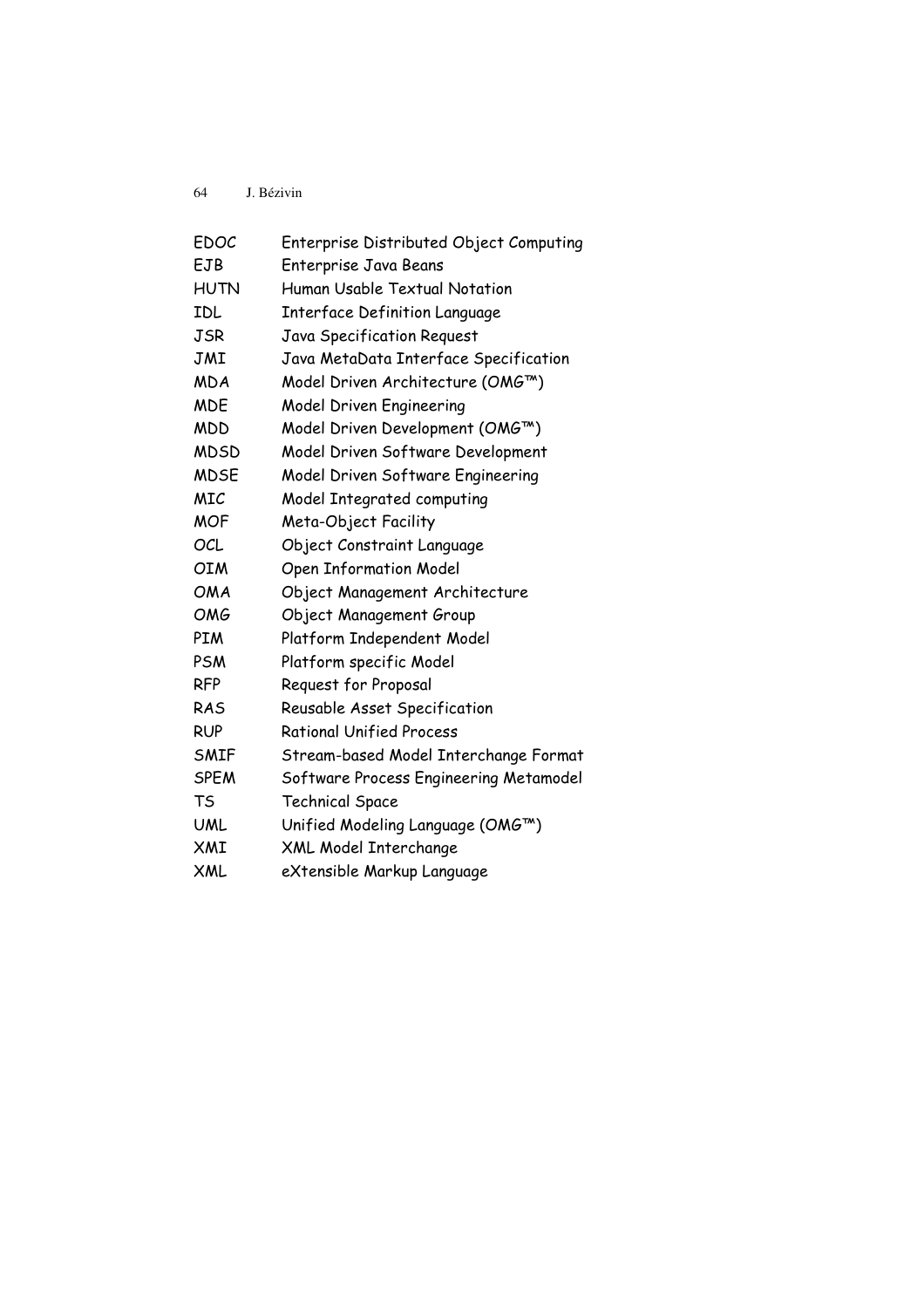| | |
|---|---|
| EDOC | Enterprise Distributed Object Computing |
| EJB | Enterprise Java Beans |
| HUTN | Human Usable Textual Notation |
| IDL | Interface Definition Language |
| JSR | Java Specification Request |
| JMI | Java MetaData Interface Specification |
| MDA | Model Driven Architecture (OMG™) |
| MDE | Model Driven Engineering |
| MDD | Model Driven Development (OMG™) |
| MDSD | Model Driven Software Development |
| MDSE | Model Driven Software Engineering |
| MIC | Model Integrated computing |
| MOF | Meta-Object Facility |
| OCL | Object Constraint Language |
| OIM | Open Information Model |
| OMA | Object Management Architecture |
| OMG | Object Management Group |
| PIM | Platform Independent Model |
| PSM | Platform specific Model |
| RFP | Request for Proposal |
| RAS | Reusable Asset Specification |
| RUP | Rational Unified Process |
| SMIF | Stream-based Model Interchange Format |
| SPEM | Software Process Engineering Metamodel |
| TS | Technical Space |
| UML | Unified Modeling Language (OMG™) |
| XMI | XML Model Interchange |
| XML | eXtensible Markup Language |